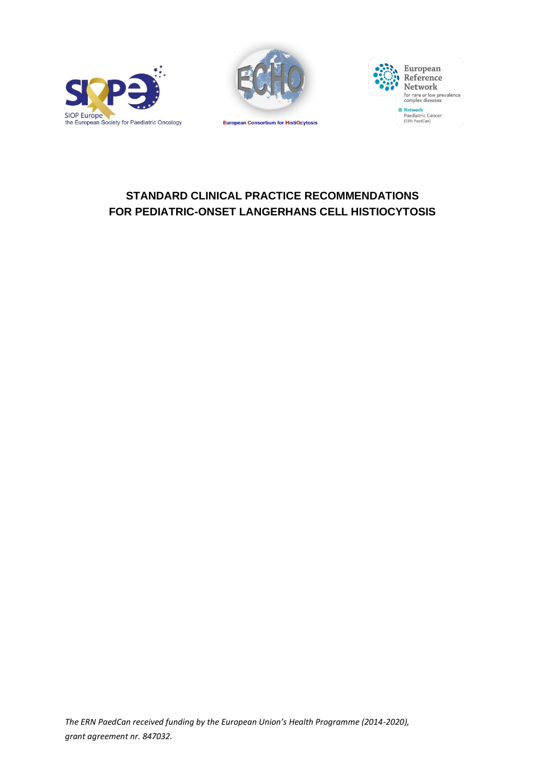SIOP Europe
the European Society for Paediatric Oncology

European Consortium for HistiOcytosis

European Reference Network
for rare or low prevalence complex diseases

Network
Paediatric Cancer
(ERN PaedCan)

# STANDARD CLINICAL PRACTICE RECOMMENDATIONS FOR PEDIATRIC-ONSET LANGERHANS CELL HISTIOCYTOSIS

*The ERN PaedCan received funding by the European Union's Health Programme (2014-2020), grant agreement nr. 847032.*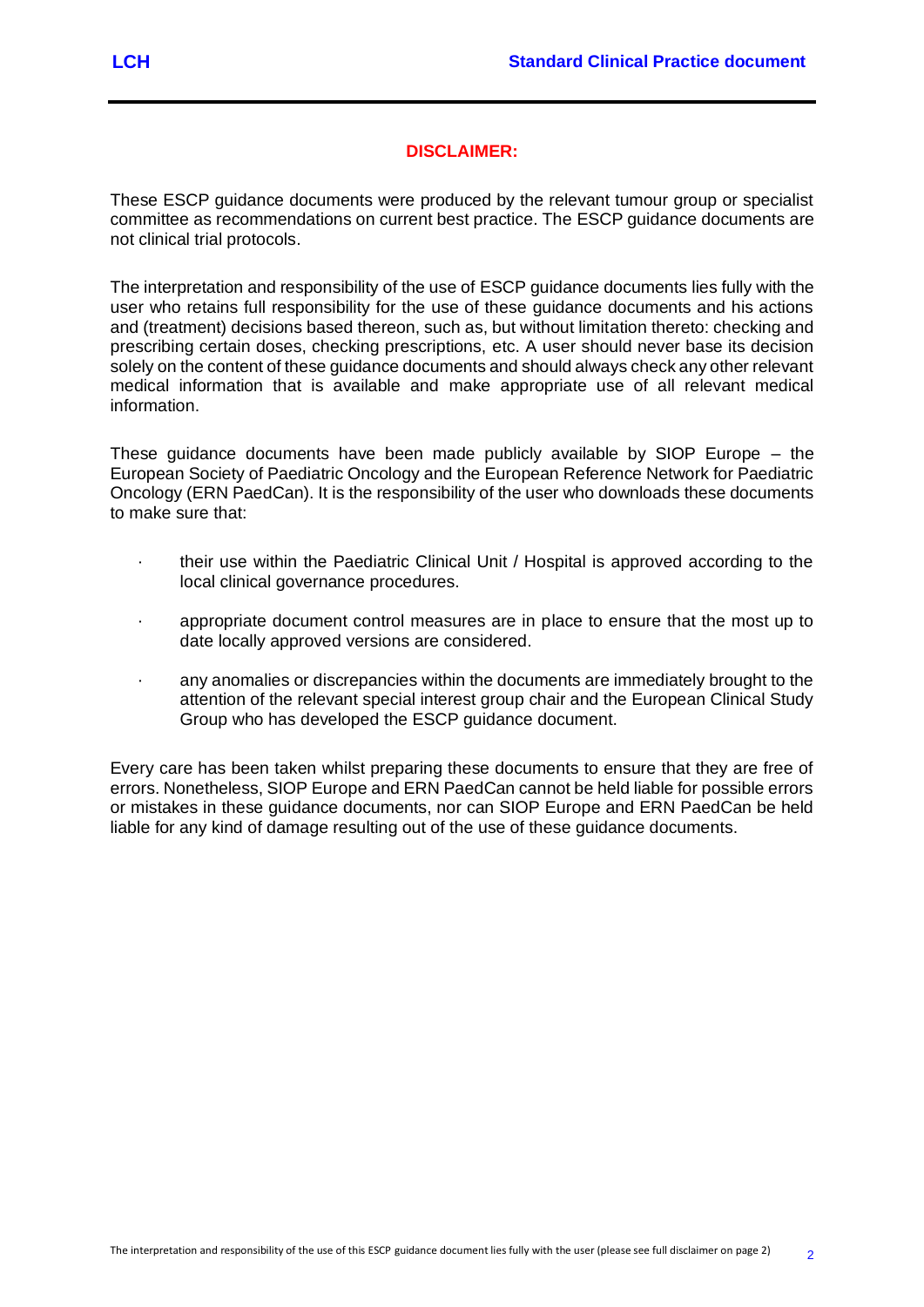## DISCLAIMER:

These ESCP guidance documents were produced by the relevant tumour group or specialist committee as recommendations on current best practice. The ESCP guidance documents are not clinical trial protocols.

The interpretation and responsibility of the use of ESCP guidance documents lies fully with the user who retains full responsibility for the use of these guidance documents and his actions and (treatment) decisions based thereon, such as, but without limitation thereto: checking and prescribing certain doses, checking prescriptions, etc. A user should never base its decision solely on the content of these guidance documents and should always check any other relevant medical information that is available and make appropriate use of all relevant medical information.

These guidance documents have been made publicly available by SIOP Europe – the European Society of Paediatric Oncology and the European Reference Network for Paediatric Oncology (ERN PaedCan). It is the responsibility of the user who downloads these documents to make sure that:

- their use within the Paediatric Clinical Unit / Hospital is approved according to the local clinical governance procedures.
- appropriate document control measures are in place to ensure that the most up to date locally approved versions are considered.
- any anomalies or discrepancies within the documents are immediately brought to the attention of the relevant special interest group chair and the European Clinical Study Group who has developed the ESCP guidance document.

Every care has been taken whilst preparing these documents to ensure that they are free of errors. Nonetheless, SIOP Europe and ERN PaedCan cannot be held liable for possible errors or mistakes in these guidance documents, nor can SIOP Europe and ERN PaedCan be held liable for any kind of damage resulting out of the use of these guidance documents.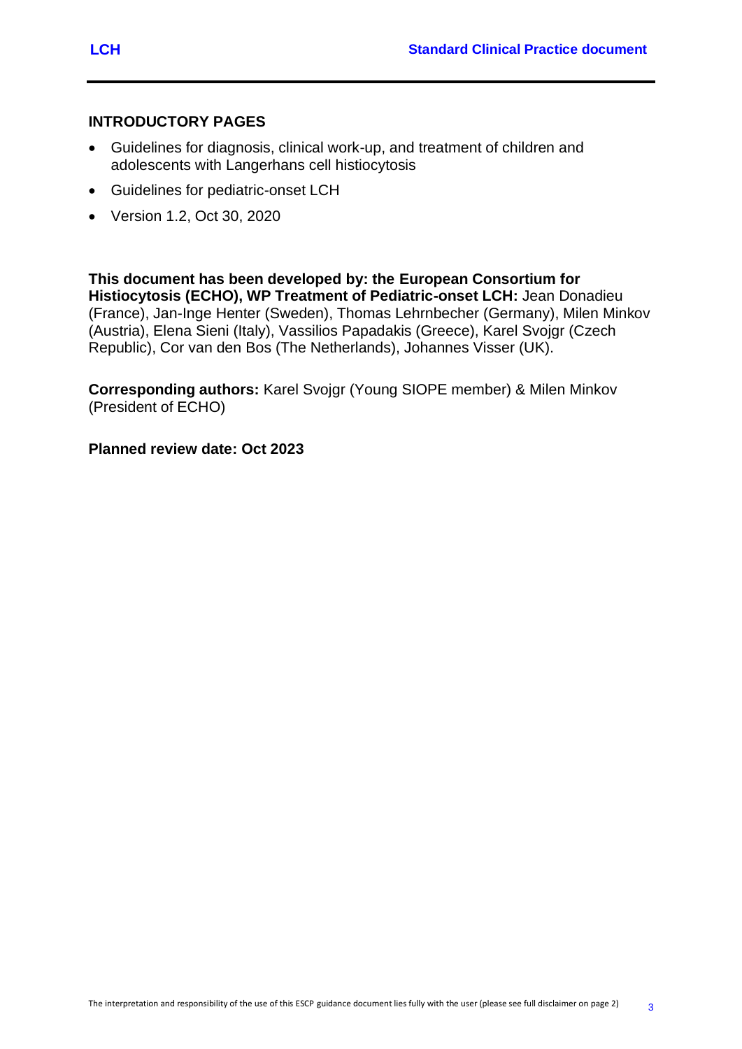## INTRODUCTORY PAGES

- Guidelines for diagnosis, clinical work-up, and treatment of children and adolescents with Langerhans cell histiocytosis
- Guidelines for pediatric-onset LCH
- Version 1.2, Oct 30, 2020

**This document has been developed by: the European Consortium for Histiocytosis (ECHO), WP Treatment of Pediatric-onset LCH:** Jean Donadieu (France), Jan-Inge Henter (Sweden), Thomas Lehrnbecher (Germany), Milen Minkov (Austria), Elena Sieni (Italy), Vassilios Papadakis (Greece), Karel Svojgr (Czech Republic), Cor van den Bos (The Netherlands), Johannes Visser (UK).

**Corresponding authors:** Karel Svojgr (Young SIOPE member) & Milen Minkov (President of ECHO)

**Planned review date: Oct 2023**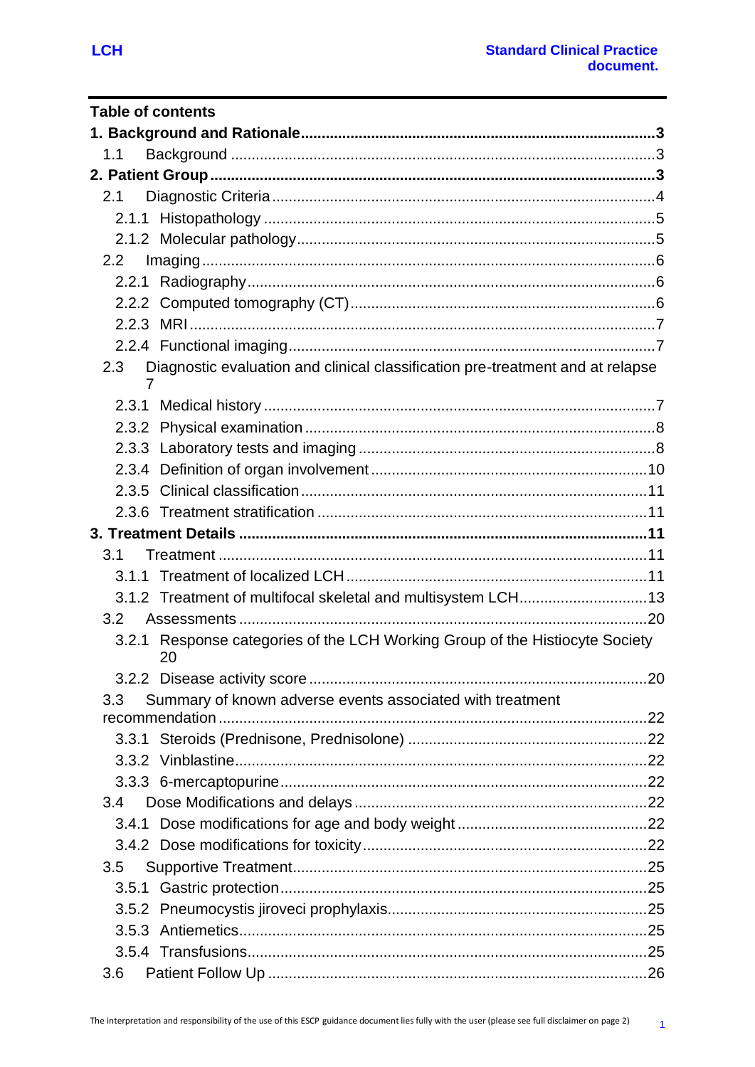## Table of contents

**1. Background and Rationale** .......... **3**

- 1.1 Background .......... 3

**2. Patient Group** .......... **3**

- 2.1 Diagnostic Criteria .......... 4
  - 2.1.1 Histopathology .......... 5
  - 2.1.2 Molecular pathology .......... 5
- 2.2 Imaging .......... 6
  - 2.2.1 Radiography .......... 6
  - 2.2.2 Computed tomography (CT) .......... 6
  - 2.2.3 MRI .......... 7
  - 2.2.4 Functional imaging .......... 7
- 2.3 Diagnostic evaluation and clinical classification pre-treatment and at relapse 7
  - 2.3.1 Medical history .......... 7
  - 2.3.2 Physical examination .......... 8
  - 2.3.3 Laboratory tests and imaging .......... 8
  - 2.3.4 Definition of organ involvement .......... 10
  - 2.3.5 Clinical classification .......... 11
  - 2.3.6 Treatment stratification .......... 11

**3. Treatment Details** .......... **11**

- 3.1 Treatment .......... 11
  - 3.1.1 Treatment of localized LCH .......... 11
  - 3.1.2 Treatment of multifocal skeletal and multisystem LCH .......... 13
- 3.2 Assessments .......... 20
  - 3.2.1 Response categories of the LCH Working Group of the Histiocyte Society 20
  - 3.2.2 Disease activity score .......... 20
- 3.3 Summary of known adverse events associated with treatment recommendation .......... 22
  - 3.3.1 Steroids (Prednisone, Prednisolone) .......... 22
  - 3.3.2 Vinblastine .......... 22
  - 3.3.3 6-mercaptopurine .......... 22
- 3.4 Dose Modifications and delays .......... 22
  - 3.4.1 Dose modifications for age and body weight .......... 22
  - 3.4.2 Dose modifications for toxicity .......... 22
- 3.5 Supportive Treatment .......... 25
  - 3.5.1 Gastric protection .......... 25
  - 3.5.2 Pneumocystis jiroveci prophylaxis .......... 25
  - 3.5.3 Antiemetics .......... 25
  - 3.5.4 Transfusions .......... 25
- 3.6 Patient Follow Up .......... 26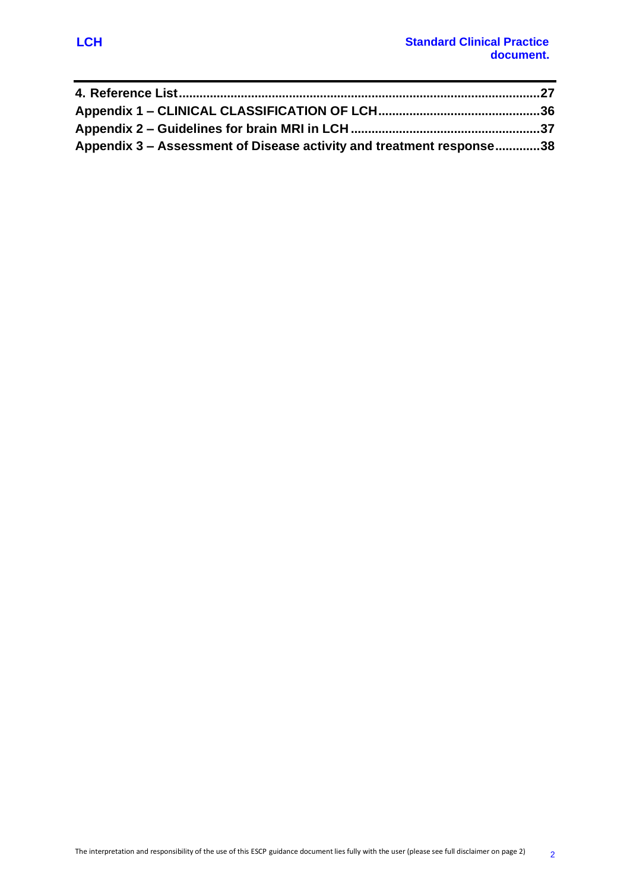**4. Reference List......................................................................................................27**

**Appendix 1 – CLINICAL CLASSIFICATION OF LCH..............................................36**

**Appendix 2 – Guidelines for brain MRI in LCH......................................................37**

**Appendix 3 – Assessment of Disease activity and treatment response.............38**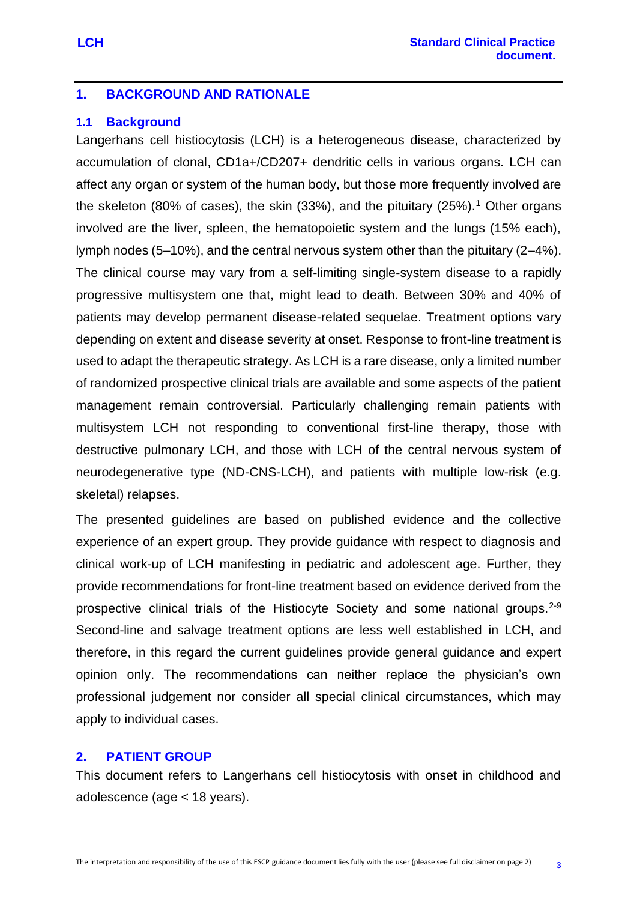## 1. BACKGROUND AND RATIONALE

### 1.1 Background

Langerhans cell histiocytosis (LCH) is a heterogeneous disease, characterized by accumulation of clonal, CD1a+/CD207+ dendritic cells in various organs. LCH can affect any organ or system of the human body, but those more frequently involved are the skeleton (80% of cases), the skin (33%), and the pituitary (25%).[1] Other organs involved are the liver, spleen, the hematopoietic system and the lungs (15% each), lymph nodes (5–10%), and the central nervous system other than the pituitary (2–4%). The clinical course may vary from a self-limiting single-system disease to a rapidly progressive multisystem one that, might lead to death. Between 30% and 40% of patients may develop permanent disease-related sequelae. Treatment options vary depending on extent and disease severity at onset. Response to front-line treatment is used to adapt the therapeutic strategy. As LCH is a rare disease, only a limited number of randomized prospective clinical trials are available and some aspects of the patient management remain controversial. Particularly challenging remain patients with multisystem LCH not responding to conventional first-line therapy, those with destructive pulmonary LCH, and those with LCH of the central nervous system of neurodegenerative type (ND-CNS-LCH), and patients with multiple low-risk (e.g. skeletal) relapses.

The presented guidelines are based on published evidence and the collective experience of an expert group. They provide guidance with respect to diagnosis and clinical work-up of LCH manifesting in pediatric and adolescent age. Further, they provide recommendations for front-line treatment based on evidence derived from the prospective clinical trials of the Histiocyte Society and some national groups.[2-9] Second-line and salvage treatment options are less well established in LCH, and therefore, in this regard the current guidelines provide general guidance and expert opinion only. The recommendations can neither replace the physician's own professional judgement nor consider all special clinical circumstances, which may apply to individual cases.

## 2. PATIENT GROUP

This document refers to Langerhans cell histiocytosis with onset in childhood and adolescence (age < 18 years).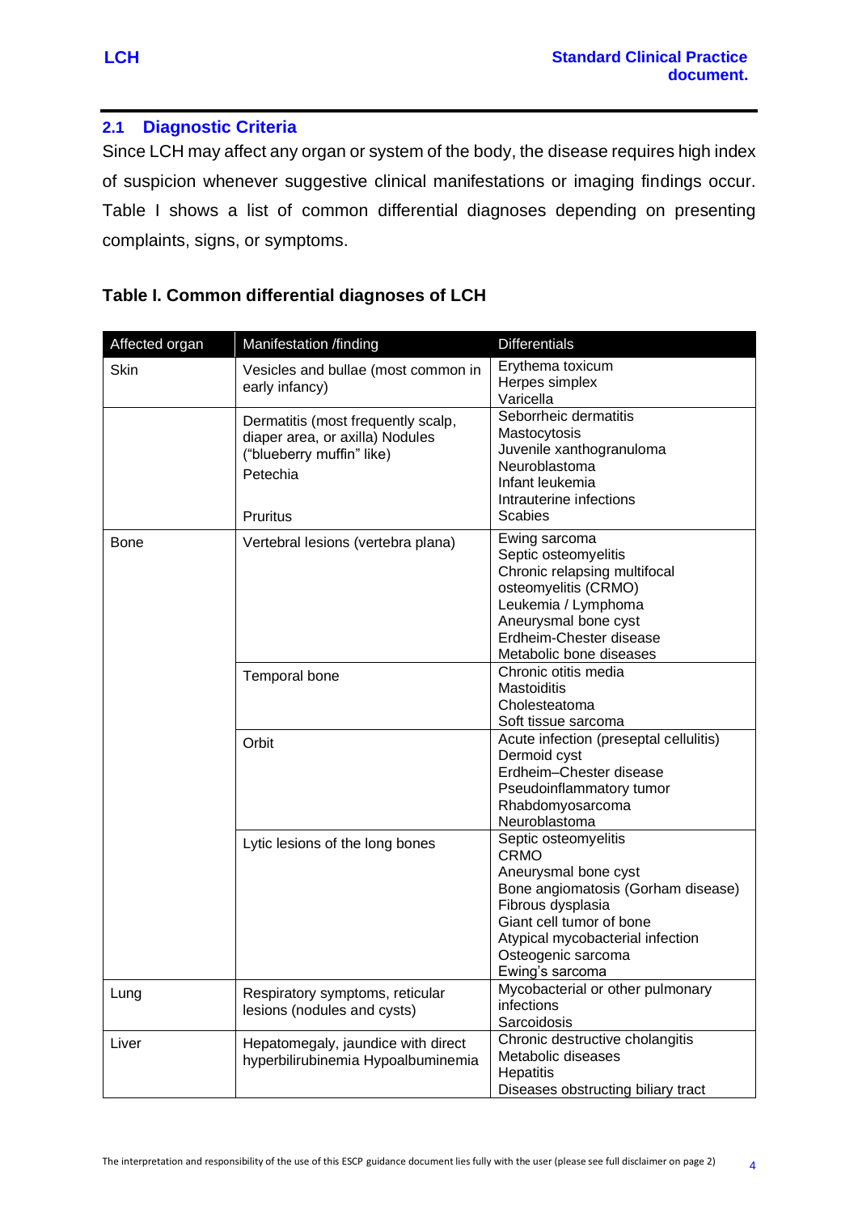## 2.1 Diagnostic Criteria

Since LCH may affect any organ or system of the body, the disease requires high index of suspicion whenever suggestive clinical manifestations or imaging findings occur. Table I shows a list of common differential diagnoses depending on presenting complaints, signs, or symptoms.

**Table I. Common differential diagnoses of LCH**

| Affected organ | Manifestation /finding | Differentials |
|---|---|---|
| Skin | Vesicles and bullae (most common in early infancy) | Erythema toxicum<br>Herpes simplex<br>Varicella |
| | Dermatitis (most frequently scalp, diaper area, or axilla) Nodules ("blueberry muffin" like)<br>Petechia<br>Pruritus | Seborrheic dermatitis<br>Mastocytosis<br>Juvenile xanthogranuloma<br>Neuroblastoma<br>Infant leukemia<br>Intrauterine infections<br>Scabies |
| Bone | Vertebral lesions (vertebra plana) | Ewing sarcoma<br>Septic osteomyelitis<br>Chronic relapsing multifocal osteomyelitis (CRMO)<br>Leukemia / Lymphoma<br>Aneurysmal bone cyst<br>Erdheim-Chester disease<br>Metabolic bone diseases |
| | Temporal bone | Chronic otitis media<br>Mastoiditis<br>Cholesteatoma<br>Soft tissue sarcoma |
| | Orbit | Acute infection (preseptal cellulitis)<br>Dermoid cyst<br>Erdheim–Chester disease<br>Pseudoinflammatory tumor<br>Rhabdomyosarcoma<br>Neuroblastoma |
| | Lytic lesions of the long bones | Septic osteomyelitis<br>CRMO<br>Aneurysmal bone cyst<br>Bone angiomatosis (Gorham disease)<br>Fibrous dysplasia<br>Giant cell tumor of bone<br>Atypical mycobacterial infection<br>Osteogenic sarcoma<br>Ewing's sarcoma |
| Lung | Respiratory symptoms, reticular lesions (nodules and cysts) | Mycobacterial or other pulmonary infections<br>Sarcoidosis |
| Liver | Hepatomegaly, jaundice with direct hyperbilirubinemia Hypoalbuminemia | Chronic destructive cholangitis<br>Metabolic diseases<br>Hepatitis<br>Diseases obstructing biliary tract |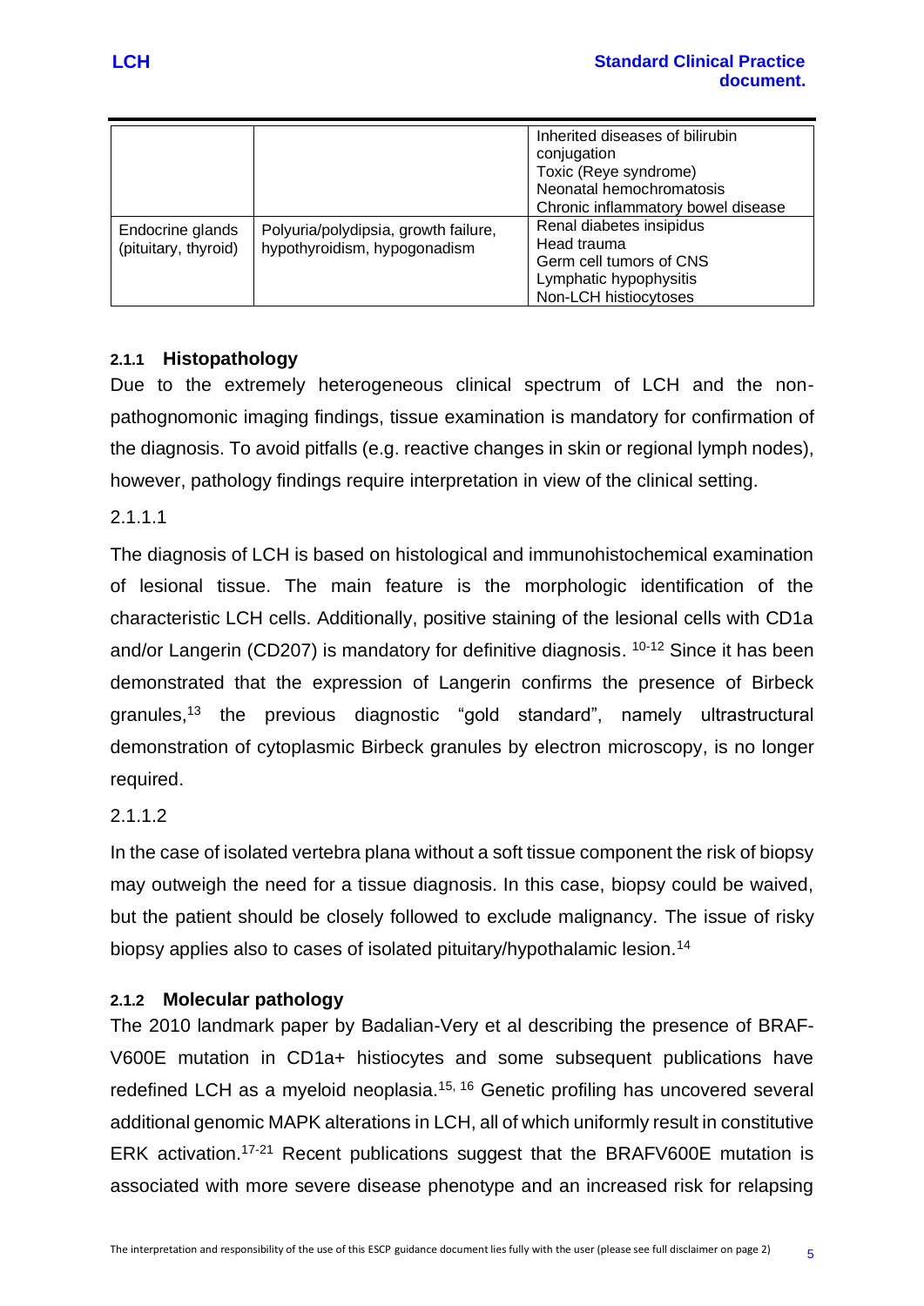| | | |
|---|---|---|
| | | Inherited diseases of bilirubin conjugation<br>Toxic (Reye syndrome)<br>Neonatal hemochromatosis<br>Chronic inflammatory bowel disease |
| Endocrine glands (pituitary, thyroid) | Polyuria/polydipsia, growth failure, hypothyroidism, hypogonadism | Renal diabetes insipidus<br>Head trauma<br>Germ cell tumors of CNS<br>Lymphatic hypophysitis<br>Non-LCH histiocytoses |

### 2.1.1 Histopathology

Due to the extremely heterogeneous clinical spectrum of LCH and the non-pathognomonic imaging findings, tissue examination is mandatory for confirmation of the diagnosis. To avoid pitfalls (e.g. reactive changes in skin or regional lymph nodes), however, pathology findings require interpretation in view of the clinical setting.

2.1.1.1

The diagnosis of LCH is based on histological and immunohistochemical examination of lesional tissue. The main feature is the morphologic identification of the characteristic LCH cells. Additionally, positive staining of the lesional cells with CD1a and/or Langerin (CD207) is mandatory for definitive diagnosis. [10-12] Since it has been demonstrated that the expression of Langerin confirms the presence of Birbeck granules,[13] the previous diagnostic "gold standard", namely ultrastructural demonstration of cytoplasmic Birbeck granules by electron microscopy, is no longer required.

2.1.1.2

In the case of isolated vertebra plana without a soft tissue component the risk of biopsy may outweigh the need for a tissue diagnosis. In this case, biopsy could be waived, but the patient should be closely followed to exclude malignancy. The issue of risky biopsy applies also to cases of isolated pituitary/hypothalamic lesion.[14]

### 2.1.2 Molecular pathology

The 2010 landmark paper by Badalian-Very et al describing the presence of BRAF-V600E mutation in CD1a+ histiocytes and some subsequent publications have redefined LCH as a myeloid neoplasia.[15, 16] Genetic profiling has uncovered several additional genomic MAPK alterations in LCH, all of which uniformly result in constitutive ERK activation.[17-21] Recent publications suggest that the BRAFV600E mutation is associated with more severe disease phenotype and an increased risk for relapsing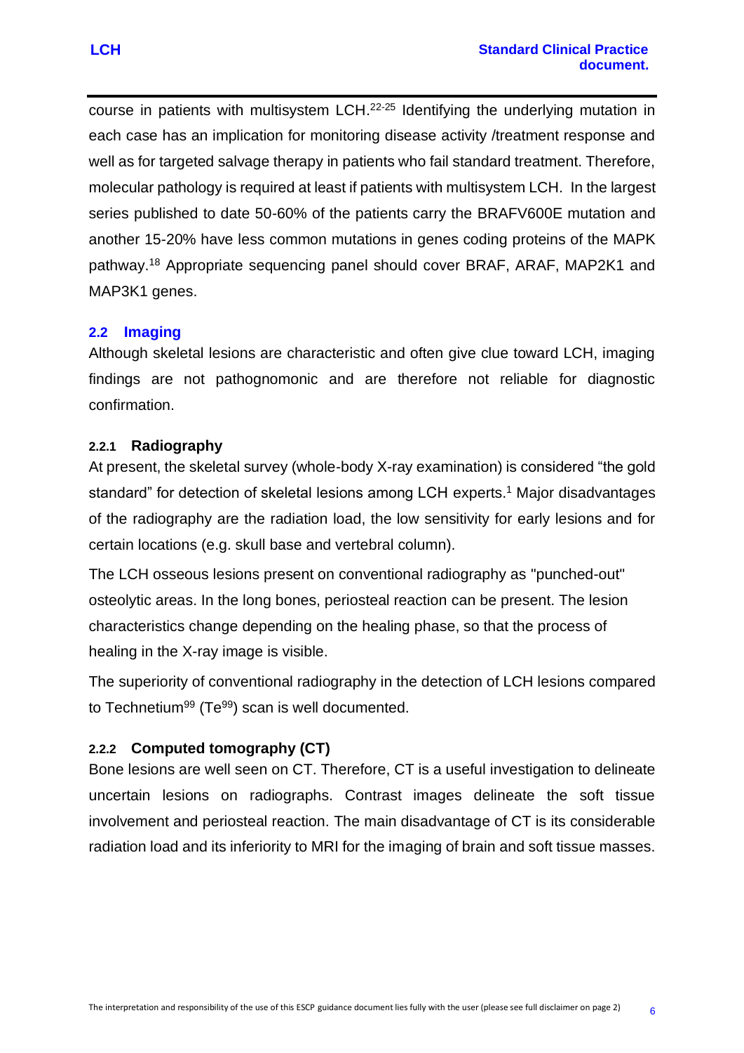course in patients with multisystem LCH.[22-25] Identifying the underlying mutation in each case has an implication for monitoring disease activity /treatment response and well as for targeted salvage therapy in patients who fail standard treatment. Therefore, molecular pathology is required at least if patients with multisystem LCH. In the largest series published to date 50-60% of the patients carry the BRAFV600E mutation and another 15-20% have less common mutations in genes coding proteins of the MAPK pathway.[18] Appropriate sequencing panel should cover BRAF, ARAF, MAP2K1 and MAP3K1 genes.

## 2.2 Imaging

Although skeletal lesions are characteristic and often give clue toward LCH, imaging findings are not pathognomonic and are therefore not reliable for diagnostic confirmation.

### 2.2.1 Radiography

At present, the skeletal survey (whole-body X-ray examination) is considered "the gold standard" for detection of skeletal lesions among LCH experts.[1] Major disadvantages of the radiography are the radiation load, the low sensitivity for early lesions and for certain locations (e.g. skull base and vertebral column).

The LCH osseous lesions present on conventional radiography as "punched-out" osteolytic areas. In the long bones, periosteal reaction can be present. The lesion characteristics change depending on the healing phase, so that the process of healing in the X-ray image is visible.

The superiority of conventional radiography in the detection of LCH lesions compared to Technetium$^{99}$ (Te$^{99}$) scan is well documented.

### 2.2.2 Computed tomography (CT)

Bone lesions are well seen on CT. Therefore, CT is a useful investigation to delineate uncertain lesions on radiographs. Contrast images delineate the soft tissue involvement and periosteal reaction. The main disadvantage of CT is its considerable radiation load and its inferiority to MRI for the imaging of brain and soft tissue masses.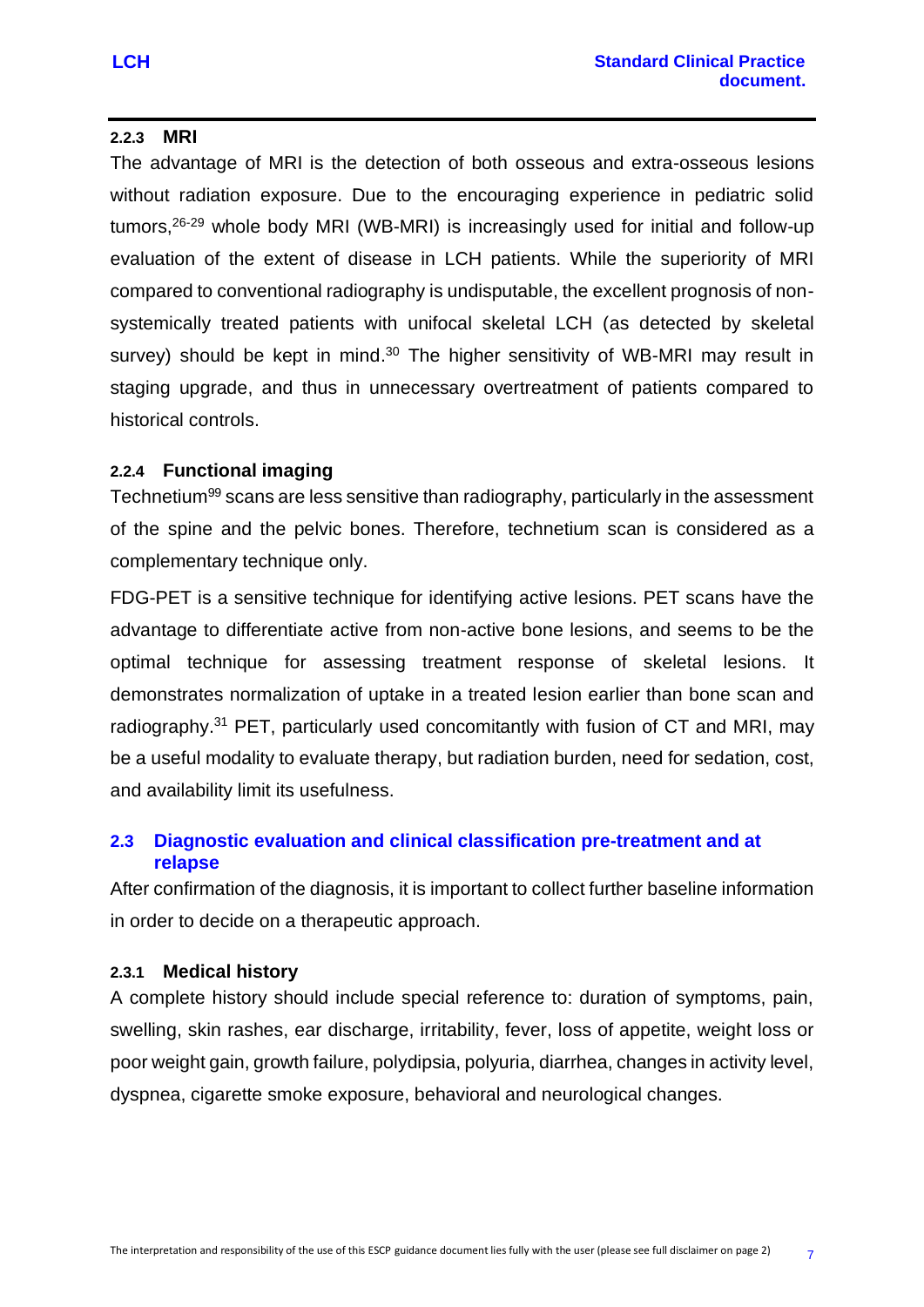#### 2.2.3 MRI

The advantage of MRI is the detection of both osseous and extra-osseous lesions without radiation exposure. Due to the encouraging experience in pediatric solid tumors,[26-29] whole body MRI (WB-MRI) is increasingly used for initial and follow-up evaluation of the extent of disease in LCH patients. While the superiority of MRI compared to conventional radiography is undisputable, the excellent prognosis of non-systemically treated patients with unifocal skeletal LCH (as detected by skeletal survey) should be kept in mind.[30] The higher sensitivity of WB-MRI may result in staging upgrade, and thus in unnecessary overtreatment of patients compared to historical controls.

#### 2.2.4 Functional imaging

Technetium$^{99}$ scans are less sensitive than radiography, particularly in the assessment of the spine and the pelvic bones. Therefore, technetium scan is considered as a complementary technique only.

FDG-PET is a sensitive technique for identifying active lesions. PET scans have the advantage to differentiate active from non-active bone lesions, and seems to be the optimal technique for assessing treatment response of skeletal lesions. It demonstrates normalization of uptake in a treated lesion earlier than bone scan and radiography.[31] PET, particularly used concomitantly with fusion of CT and MRI, may be a useful modality to evaluate therapy, but radiation burden, need for sedation, cost, and availability limit its usefulness.

### 2.3 Diagnostic evaluation and clinical classification pre-treatment and at relapse

After confirmation of the diagnosis, it is important to collect further baseline information in order to decide on a therapeutic approach.

#### 2.3.1 Medical history

A complete history should include special reference to: duration of symptoms, pain, swelling, skin rashes, ear discharge, irritability, fever, loss of appetite, weight loss or poor weight gain, growth failure, polydipsia, polyuria, diarrhea, changes in activity level, dyspnea, cigarette smoke exposure, behavioral and neurological changes.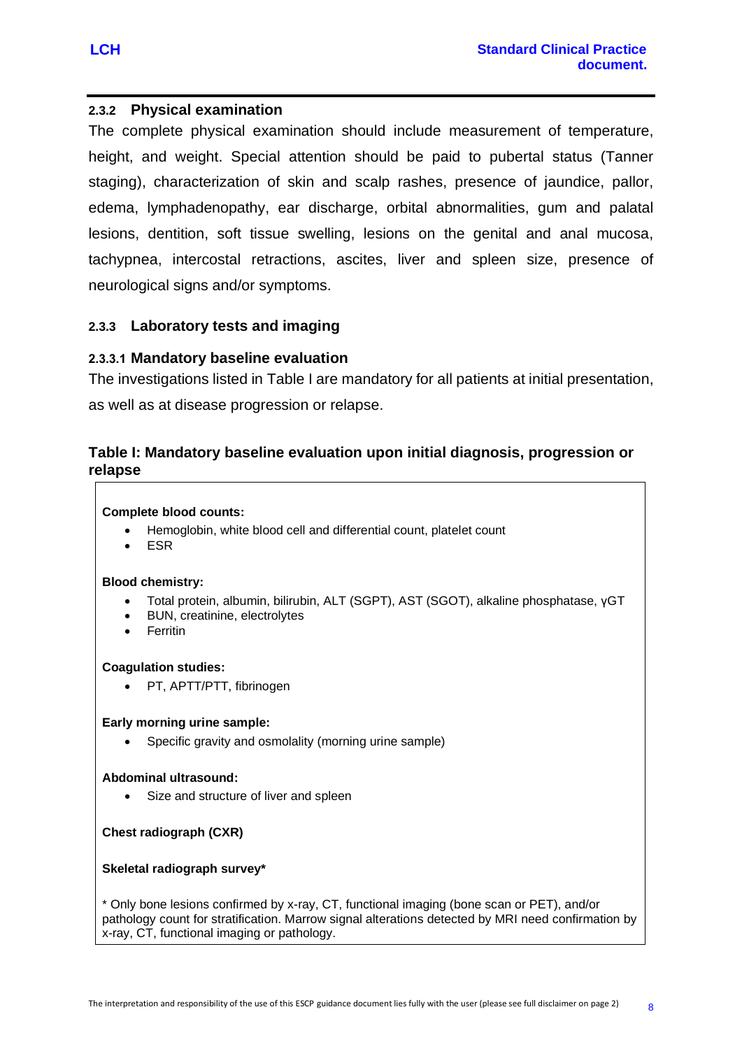### 2.3.2 Physical examination

The complete physical examination should include measurement of temperature, height, and weight. Special attention should be paid to pubertal status (Tanner staging), characterization of skin and scalp rashes, presence of jaundice, pallor, edema, lymphadenopathy, ear discharge, orbital abnormalities, gum and palatal lesions, dentition, soft tissue swelling, lesions on the genital and anal mucosa, tachypnea, intercostal retractions, ascites, liver and spleen size, presence of neurological signs and/or symptoms.

### 2.3.3 Laboratory tests and imaging

#### 2.3.3.1 Mandatory baseline evaluation

The investigations listed in Table I are mandatory for all patients at initial presentation, as well as at disease progression or relapse.

**Table I: Mandatory baseline evaluation upon initial diagnosis, progression or relapse**

**Complete blood counts:**

- Hemoglobin, white blood cell and differential count, platelet count
- ESR

**Blood chemistry:**

- Total protein, albumin, bilirubin, ALT (SGPT), AST (SGOT), alkaline phosphatase, γGT
- BUN, creatinine, electrolytes
- Ferritin

**Coagulation studies:**

- PT, APTT/PTT, fibrinogen

**Early morning urine sample:**

- Specific gravity and osmolality (morning urine sample)

**Abdominal ultrasound:**

- Size and structure of liver and spleen

**Chest radiograph (CXR)**

**Skeletal radiograph survey***

* Only bone lesions confirmed by x-ray, CT, functional imaging (bone scan or PET), and/or pathology count for stratification. Marrow signal alterations detected by MRI need confirmation by x-ray, CT, functional imaging or pathology.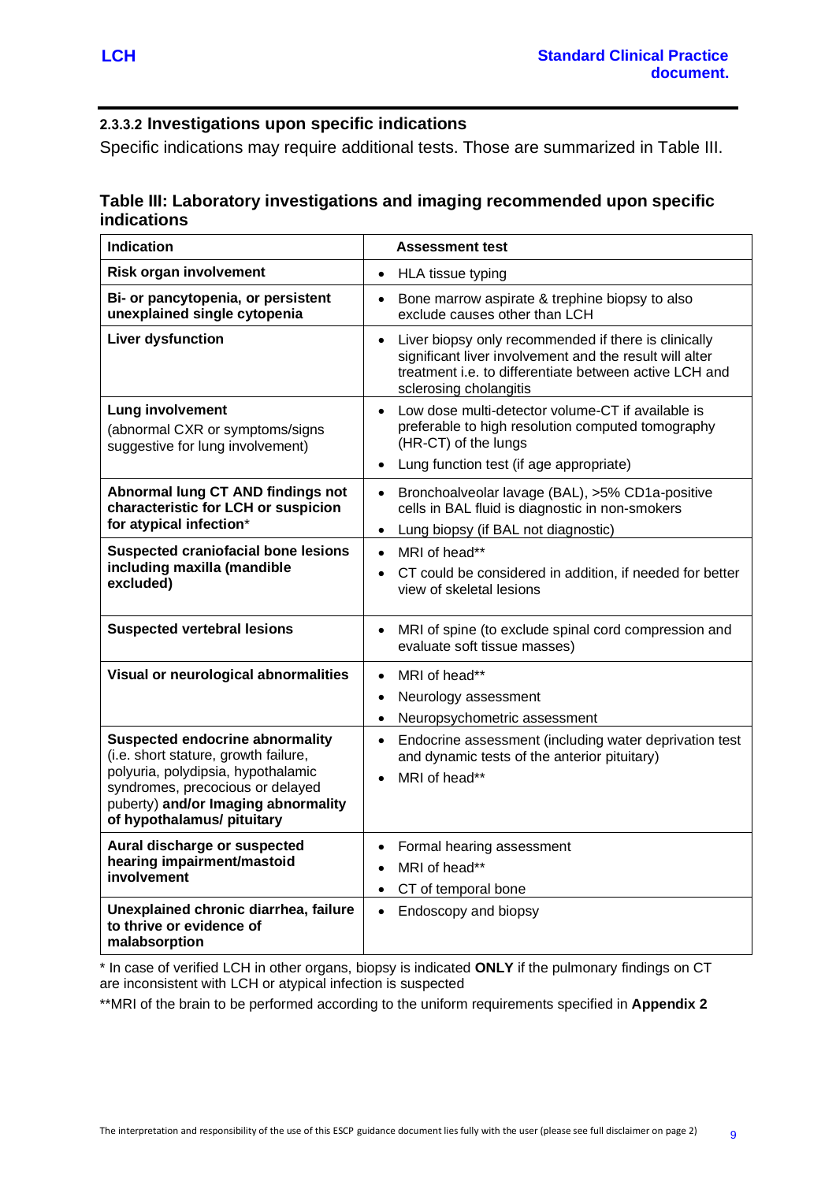#### 2.3.3.2 Investigations upon specific indications

Specific indications may require additional tests. Those are summarized in Table III.

**Table III: Laboratory investigations and imaging recommended upon specific indications**

| Indication | Assessment test |
|---|---|
| **Risk organ involvement** | • HLA tissue typing |
| **Bi- or pancytopenia, or persistent unexplained single cytopenia** | • Bone marrow aspirate & trephine biopsy to also exclude causes other than LCH |
| **Liver dysfunction** | • Liver biopsy only recommended if there is clinically significant liver involvement and the result will alter treatment i.e. to differentiate between active LCH and sclerosing cholangitis |
| **Lung involvement** (abnormal CXR or symptoms/signs suggestive for lung involvement) | • Low dose multi-detector volume-CT if available is preferable to high resolution computed tomography (HR-CT) of the lungs<br>• Lung function test (if age appropriate) |
| **Abnormal lung CT AND findings not characteristic for LCH or suspicion for atypical infection*** | • Bronchoalveolar lavage (BAL), >5% CD1a-positive cells in BAL fluid is diagnostic in non-smokers<br>• Lung biopsy (if BAL not diagnostic) |
| **Suspected craniofacial bone lesions including maxilla (mandible excluded)** | • MRI of head**<br>• CT could be considered in addition, if needed for better view of skeletal lesions |
| **Suspected vertebral lesions** | • MRI of spine (to exclude spinal cord compression and evaluate soft tissue masses) |
| **Visual or neurological abnormalities** | • MRI of head**<br>• Neurology assessment<br>• Neuropsychometric assessment |
| **Suspected endocrine abnormality** (i.e. short stature, growth failure, polyuria, polydipsia, hypothalamic syndromes, precocious or delayed puberty) **and/or Imaging abnormality of hypothalamus/ pituitary** | • Endocrine assessment (including water deprivation test and dynamic tests of the anterior pituitary)<br>• MRI of head** |
| **Aural discharge or suspected hearing impairment/mastoid involvement** | • Formal hearing assessment<br>• MRI of head**<br>• CT of temporal bone |
| **Unexplained chronic diarrhea, failure to thrive or evidence of malabsorption** | • Endoscopy and biopsy |

* In case of verified LCH in other organs, biopsy is indicated **ONLY** if the pulmonary findings on CT are inconsistent with LCH or atypical infection is suspected

**MRI of the brain to be performed according to the uniform requirements specified in **Appendix 2**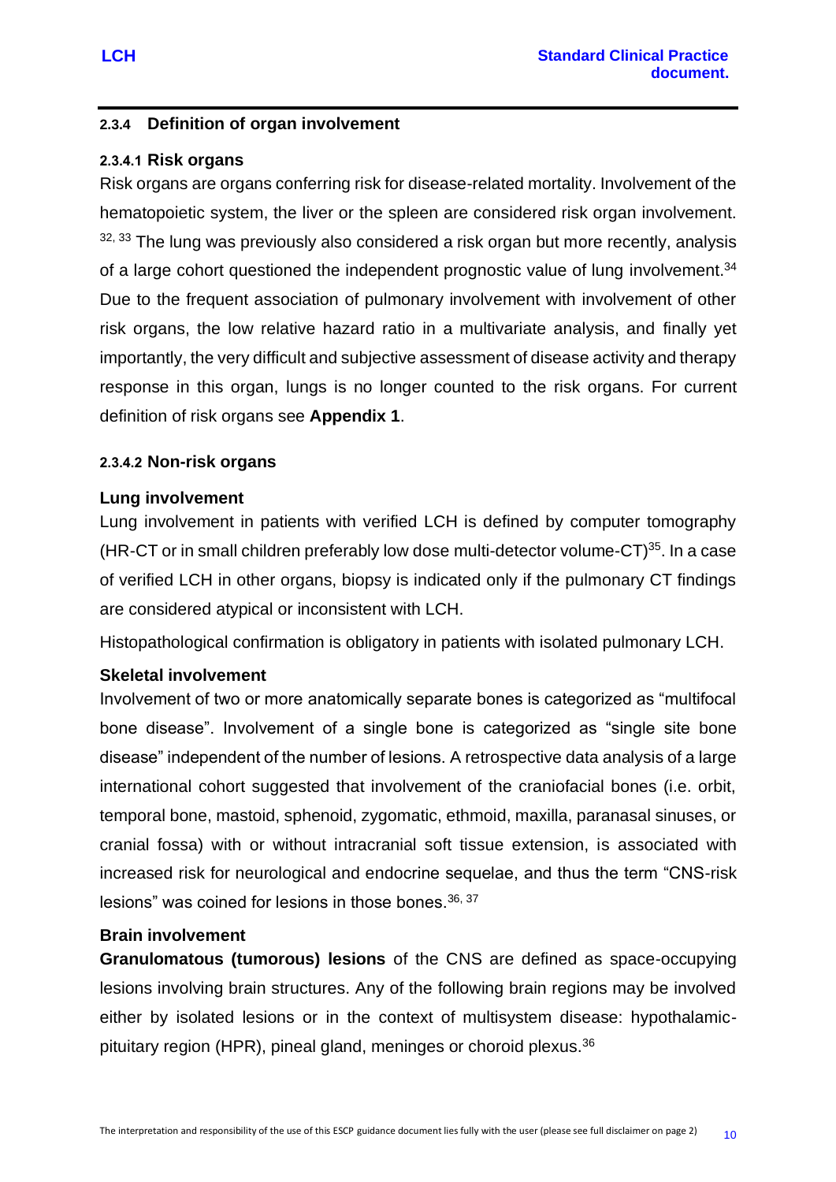### 2.3.4 Definition of organ involvement

#### 2.3.4.1 Risk organs

Risk organs are organs conferring risk for disease-related mortality. Involvement of the hematopoietic system, the liver or the spleen are considered risk organ involvement.[32, 33] The lung was previously also considered a risk organ but more recently, analysis of a large cohort questioned the independent prognostic value of lung involvement.[34] Due to the frequent association of pulmonary involvement with involvement of other risk organs, the low relative hazard ratio in a multivariate analysis, and finally yet importantly, the very difficult and subjective assessment of disease activity and therapy response in this organ, lungs is no longer counted to the risk organs. For current definition of risk organs see **Appendix 1**.

#### 2.3.4.2 Non-risk organs

**Lung involvement**

Lung involvement in patients with verified LCH is defined by computer tomography (HR-CT or in small children preferably low dose multi-detector volume-CT)[35]. In a case of verified LCH in other organs, biopsy is indicated only if the pulmonary CT findings are considered atypical or inconsistent with LCH.

Histopathological confirmation is obligatory in patients with isolated pulmonary LCH.

**Skeletal involvement**

Involvement of two or more anatomically separate bones is categorized as "multifocal bone disease". Involvement of a single bone is categorized as "single site bone disease" independent of the number of lesions. A retrospective data analysis of a large international cohort suggested that involvement of the craniofacial bones (i.e. orbit, temporal bone, mastoid, sphenoid, zygomatic, ethmoid, maxilla, paranasal sinuses, or cranial fossa) with or without intracranial soft tissue extension, is associated with increased risk for neurological and endocrine sequelae, and thus the term "CNS-risk lesions" was coined for lesions in those bones.[36, 37]

**Brain involvement**

**Granulomatous (tumorous) lesions** of the CNS are defined as space-occupying lesions involving brain structures. Any of the following brain regions may be involved either by isolated lesions or in the context of multisystem disease: hypothalamic-pituitary region (HPR), pineal gland, meninges or choroid plexus.[36]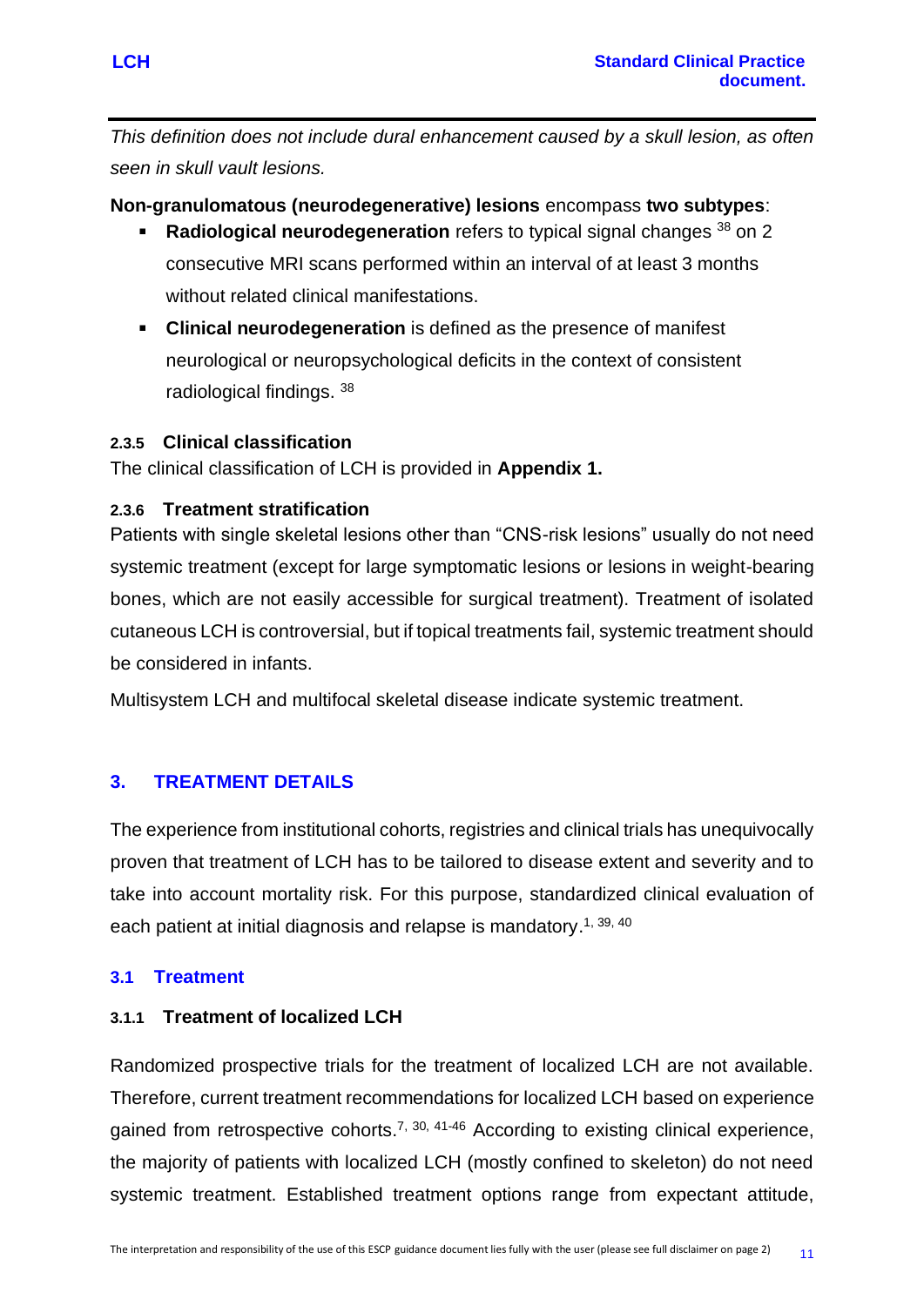*This definition does not include dural enhancement caused by a skull lesion, as often seen in skull vault lesions.*

**Non-granulomatous (neurodegenerative) lesions** encompass **two subtypes**:

- **Radiological neurodegeneration** refers to typical signal changes [38] on 2 consecutive MRI scans performed within an interval of at least 3 months without related clinical manifestations.
- **Clinical neurodegeneration** is defined as the presence of manifest neurological or neuropsychological deficits in the context of consistent radiological findings. [38]

#### 2.3.5 Clinical classification

The clinical classification of LCH is provided in **Appendix 1.**

#### 2.3.6 Treatment stratification

Patients with single skeletal lesions other than "CNS-risk lesions" usually do not need systemic treatment (except for large symptomatic lesions or lesions in weight-bearing bones, which are not easily accessible for surgical treatment). Treatment of isolated cutaneous LCH is controversial, but if topical treatments fail, systemic treatment should be considered in infants.

Multisystem LCH and multifocal skeletal disease indicate systemic treatment.

## 3. TREATMENT DETAILS

The experience from institutional cohorts, registries and clinical trials has unequivocally proven that treatment of LCH has to be tailored to disease extent and severity and to take into account mortality risk. For this purpose, standardized clinical evaluation of each patient at initial diagnosis and relapse is mandatory.[1, 39, 40]

### 3.1 Treatment

#### 3.1.1 Treatment of localized LCH

Randomized prospective trials for the treatment of localized LCH are not available. Therefore, current treatment recommendations for localized LCH based on experience gained from retrospective cohorts.[7, 30, 41-46] According to existing clinical experience, the majority of patients with localized LCH (mostly confined to skeleton) do not need systemic treatment. Established treatment options range from expectant attitude,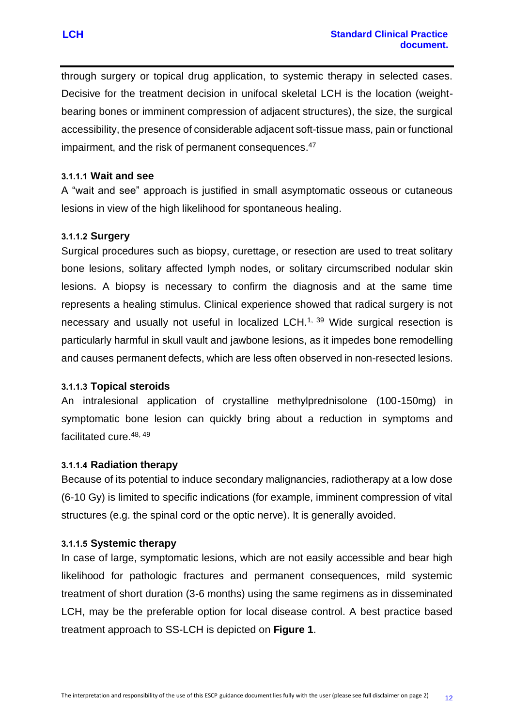through surgery or topical drug application, to systemic therapy in selected cases. Decisive for the treatment decision in unifocal skeletal LCH is the location (weight-bearing bones or imminent compression of adjacent structures), the size, the surgical accessibility, the presence of considerable adjacent soft-tissue mass, pain or functional impairment, and the risk of permanent consequences.[47]

#### 3.1.1.1 Wait and see

A "wait and see" approach is justified in small asymptomatic osseous or cutaneous lesions in view of the high likelihood for spontaneous healing.

#### 3.1.1.2 Surgery

Surgical procedures such as biopsy, curettage, or resection are used to treat solitary bone lesions, solitary affected lymph nodes, or solitary circumscribed nodular skin lesions. A biopsy is necessary to confirm the diagnosis and at the same time represents a healing stimulus. Clinical experience showed that radical surgery is not necessary and usually not useful in localized LCH.[1, 39] Wide surgical resection is particularly harmful in skull vault and jawbone lesions, as it impedes bone remodelling and causes permanent defects, which are less often observed in non-resected lesions.

#### 3.1.1.3 Topical steroids

An intralesional application of crystalline methylprednisolone (100-150mg) in symptomatic bone lesion can quickly bring about a reduction in symptoms and facilitated cure.[48, 49]

#### 3.1.1.4 Radiation therapy

Because of its potential to induce secondary malignancies, radiotherapy at a low dose (6-10 Gy) is limited to specific indications (for example, imminent compression of vital structures (e.g. the spinal cord or the optic nerve). It is generally avoided.

#### 3.1.1.5 Systemic therapy

In case of large, symptomatic lesions, which are not easily accessible and bear high likelihood for pathologic fractures and permanent consequences, mild systemic treatment of short duration (3-6 months) using the same regimens as in disseminated LCH, may be the preferable option for local disease control. A best practice based treatment approach to SS-LCH is depicted on **Figure 1**.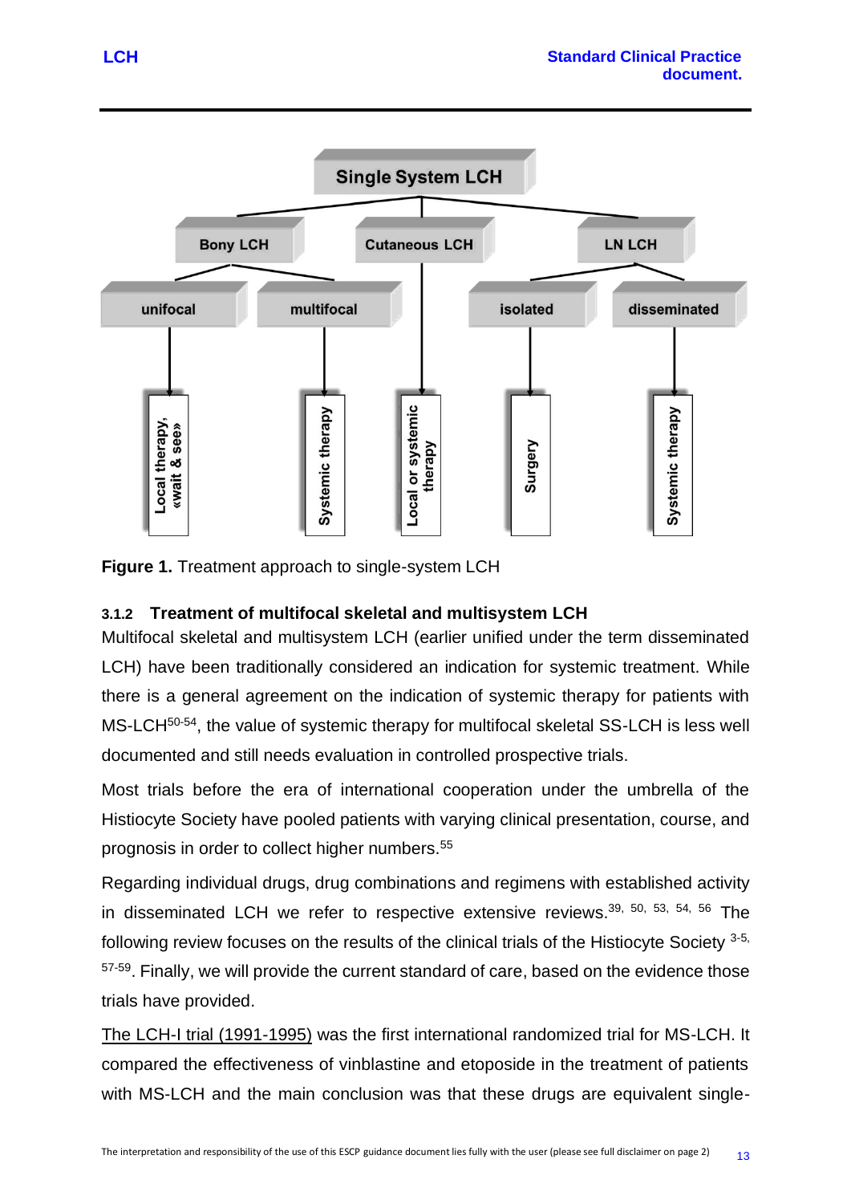- **Single System LCH**
  - **Bony LCH**
    - unifocal → Local therapy, «wait & see»
    - multifocal → Systemic therapy
  - **Cutaneous LCH** → Local or systemic therapy
  - **LN LCH**
    - isolated → Surgery
    - disseminated → Systemic therapy

**Figure 1.** Treatment approach to single-system LCH

### 3.1.2 Treatment of multifocal skeletal and multisystem LCH

Multifocal skeletal and multisystem LCH (earlier unified under the term disseminated LCH) have been traditionally considered an indication for systemic treatment. While there is a general agreement on the indication of systemic therapy for patients with MS-LCH[50-54], the value of systemic therapy for multifocal skeletal SS-LCH is less well documented and still needs evaluation in controlled prospective trials.

Most trials before the era of international cooperation under the umbrella of the Histiocyte Society have pooled patients with varying clinical presentation, course, and prognosis in order to collect higher numbers.[55]

Regarding individual drugs, drug combinations and regimens with established activity in disseminated LCH we refer to respective extensive reviews.[39, 50, 53, 54, 56] The following review focuses on the results of the clinical trials of the Histiocyte Society [3-5, 57-59]. Finally, we will provide the current standard of care, based on the evidence those trials have provided.

The LCH-I trial (1991-1995) was the first international randomized trial for MS-LCH. It compared the effectiveness of vinblastine and etoposide in the treatment of patients with MS-LCH and the main conclusion was that these drugs are equivalent single-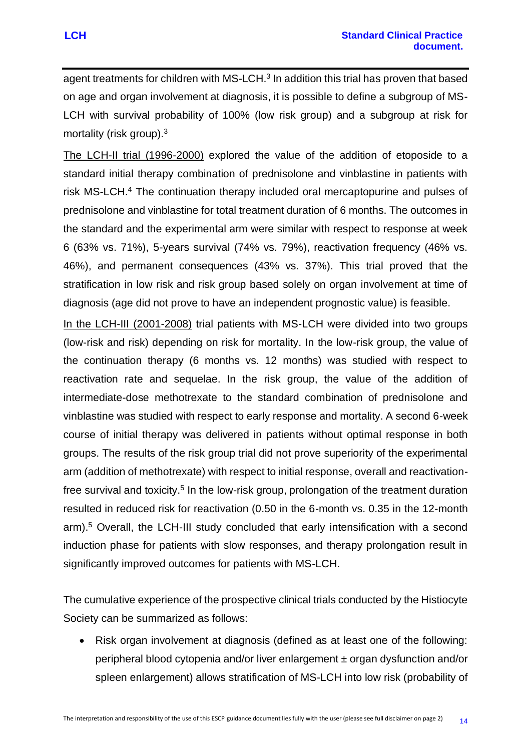agent treatments for children with MS-LCH.[3] In addition this trial has proven that based on age and organ involvement at diagnosis, it is possible to define a subgroup of MS-LCH with survival probability of 100% (low risk group) and a subgroup at risk for mortality (risk group).[3]

<u>The LCH-II trial (1996-2000)</u> explored the value of the addition of etoposide to a standard initial therapy combination of prednisolone and vinblastine in patients with risk MS-LCH.[4] The continuation therapy included oral mercaptopurine and pulses of prednisolone and vinblastine for total treatment duration of 6 months. The outcomes in the standard and the experimental arm were similar with respect to response at week 6 (63% vs. 71%), 5-years survival (74% vs. 79%), reactivation frequency (46% vs. 46%), and permanent consequences (43% vs. 37%). This trial proved that the stratification in low risk and risk group based solely on organ involvement at time of diagnosis (age did not prove to have an independent prognostic value) is feasible.

<u>In the LCH-III (2001-2008)</u> trial patients with MS-LCH were divided into two groups (low-risk and risk) depending on risk for mortality. In the low-risk group, the value of the continuation therapy (6 months vs. 12 months) was studied with respect to reactivation rate and sequelae. In the risk group, the value of the addition of intermediate-dose methotrexate to the standard combination of prednisolone and vinblastine was studied with respect to early response and mortality. A second 6-week course of initial therapy was delivered in patients without optimal response in both groups. The results of the risk group trial did not prove superiority of the experimental arm (addition of methotrexate) with respect to initial response, overall and reactivation-free survival and toxicity.[5] In the low-risk group, prolongation of the treatment duration resulted in reduced risk for reactivation (0.50 in the 6-month vs. 0.35 in the 12-month arm).[5] Overall, the LCH-III study concluded that early intensification with a second induction phase for patients with slow responses, and therapy prolongation result in significantly improved outcomes for patients with MS-LCH.

The cumulative experience of the prospective clinical trials conducted by the Histiocyte Society can be summarized as follows:

- Risk organ involvement at diagnosis (defined as at least one of the following: peripheral blood cytopenia and/or liver enlargement ± organ dysfunction and/or spleen enlargement) allows stratification of MS-LCH into low risk (probability of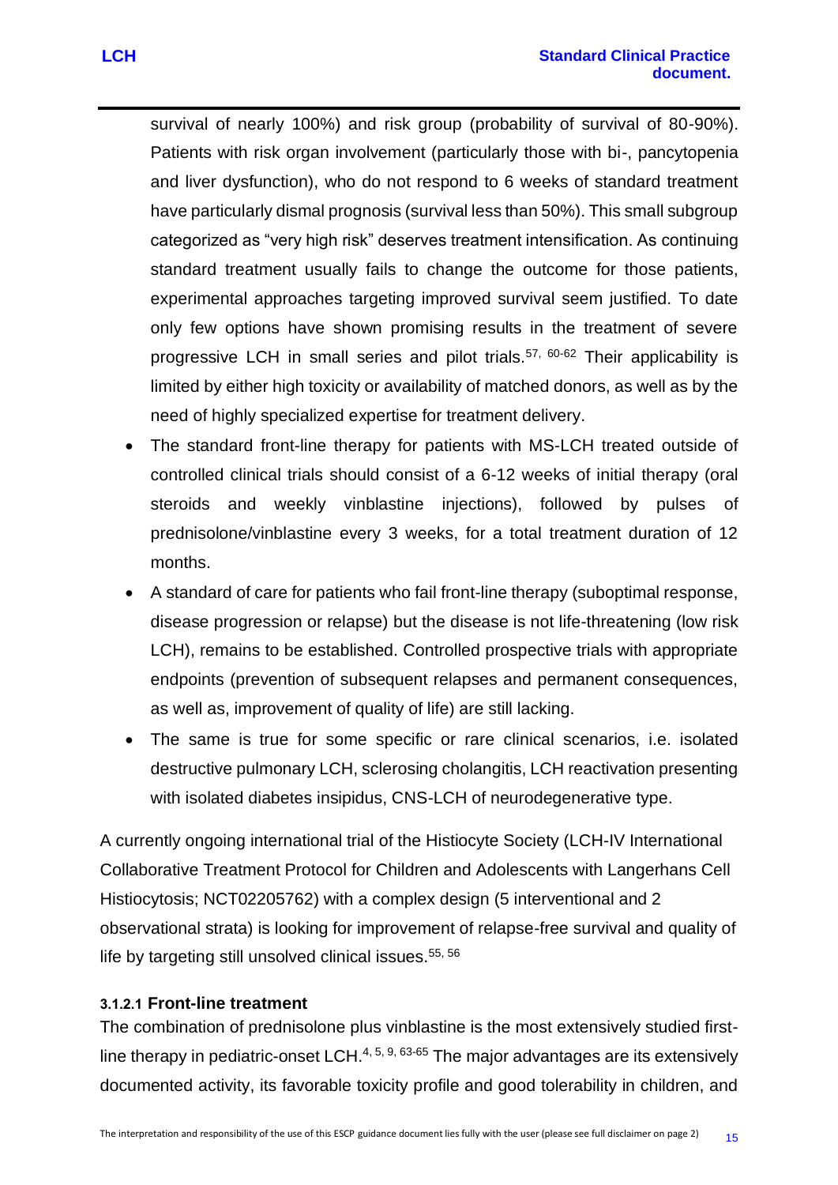survival of nearly 100%) and risk group (probability of survival of 80-90%). Patients with risk organ involvement (particularly those with bi-, pancytopenia and liver dysfunction), who do not respond to 6 weeks of standard treatment have particularly dismal prognosis (survival less than 50%). This small subgroup categorized as "very high risk" deserves treatment intensification. As continuing standard treatment usually fails to change the outcome for those patients, experimental approaches targeting improved survival seem justified. To date only few options have shown promising results in the treatment of severe progressive LCH in small series and pilot trials.[57, 60-62] Their applicability is limited by either high toxicity or availability of matched donors, as well as by the need of highly specialized expertise for treatment delivery.

- The standard front-line therapy for patients with MS-LCH treated outside of controlled clinical trials should consist of a 6-12 weeks of initial therapy (oral steroids and weekly vinblastine injections), followed by pulses of prednisolone/vinblastine every 3 weeks, for a total treatment duration of 12 months.
- A standard of care for patients who fail front-line therapy (suboptimal response, disease progression or relapse) but the disease is not life-threatening (low risk LCH), remains to be established. Controlled prospective trials with appropriate endpoints (prevention of subsequent relapses and permanent consequences, as well as, improvement of quality of life) are still lacking.
- The same is true for some specific or rare clinical scenarios, i.e. isolated destructive pulmonary LCH, sclerosing cholangitis, LCH reactivation presenting with isolated diabetes insipidus, CNS-LCH of neurodegenerative type.

A currently ongoing international trial of the Histiocyte Society (LCH-IV International Collaborative Treatment Protocol for Children and Adolescents with Langerhans Cell Histiocytosis; NCT02205762) with a complex design (5 interventional and 2 observational strata) is looking for improvement of relapse-free survival and quality of life by targeting still unsolved clinical issues.[55, 56]

#### 3.1.2.1 Front-line treatment

The combination of prednisolone plus vinblastine is the most extensively studied first-line therapy in pediatric-onset LCH.[4, 5, 9, 63-65] The major advantages are its extensively documented activity, its favorable toxicity profile and good tolerability in children, and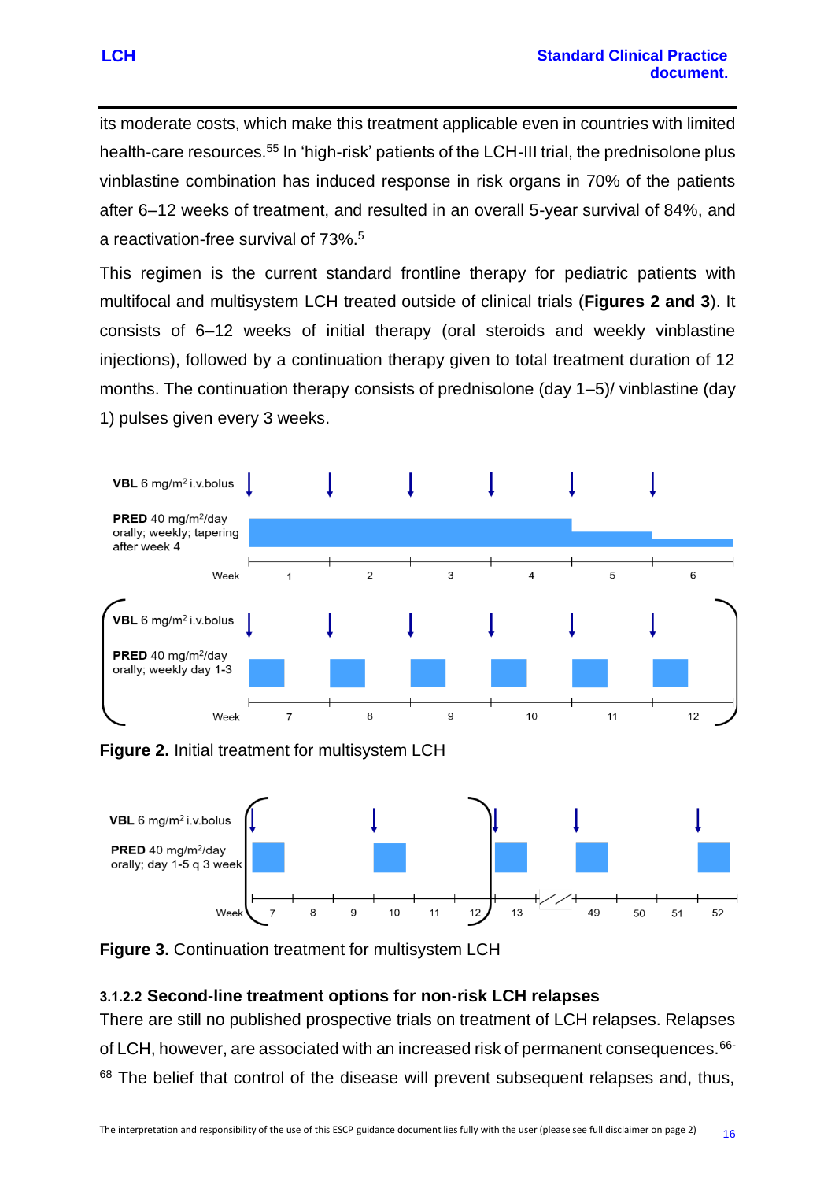its moderate costs, which make this treatment applicable even in countries with limited health-care resources.[55] In 'high-risk' patients of the LCH-III trial, the prednisolone plus vinblastine combination has induced response in risk organs in 70% of the patients after 6–12 weeks of treatment, and resulted in an overall 5-year survival of 84%, and a reactivation-free survival of 73%.[5]

This regimen is the current standard frontline therapy for pediatric patients with multifocal and multisystem LCH treated outside of clinical trials (**Figures 2 and 3**). It consists of 6–12 weeks of initial therapy (oral steroids and weekly vinblastine injections), followed by a continuation therapy given to total treatment duration of 12 months. The continuation therapy consists of prednisolone (day 1–5)/ vinblastine (day 1) pulses given every 3 weeks.

**VBL** 6 mg/m² i.v.bolus

**PRED** 40 mg/m²/day orally; weekly; tapering after week 4

Week 1 2 3 4 5 6

**VBL** 6 mg/m² i.v.bolus

**PRED** 40 mg/m²/day orally; weekly day 1-3

Week 7 8 9 10 11 12

**Figure 2.** Initial treatment for multisystem LCH

**VBL** 6 mg/m² i.v.bolus

**PRED** 40 mg/m²/day orally; day 1-5 q 3 week

Week 7 8 9 10 11 12 13 49 50 51 52

**Figure 3.** Continuation treatment for multisystem LCH

#### 3.1.2.2 Second-line treatment options for non-risk LCH relapses

There are still no published prospective trials on treatment of LCH relapses. Relapses of LCH, however, are associated with an increased risk of permanent consequences.[66-68] The belief that control of the disease will prevent subsequent relapses and, thus,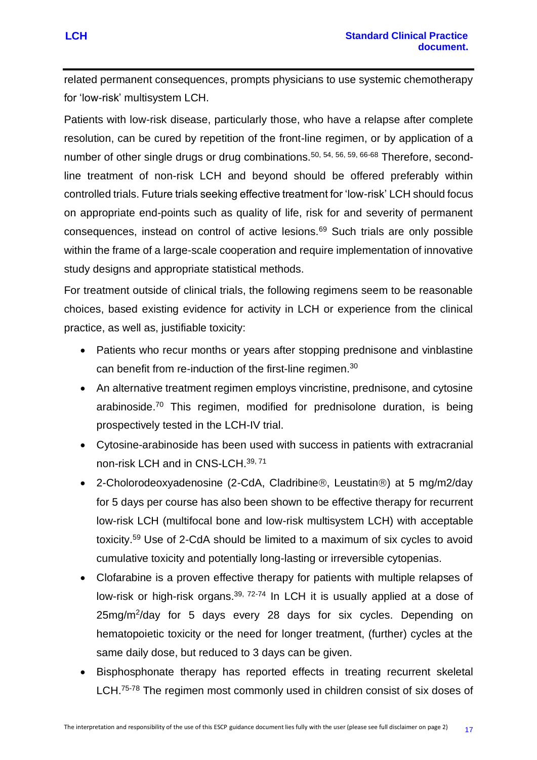related permanent consequences, prompts physicians to use systemic chemotherapy for 'low-risk' multisystem LCH.

Patients with low-risk disease, particularly those, who have a relapse after complete resolution, can be cured by repetition of the front-line regimen, or by application of a number of other single drugs or drug combinations.[50, 54, 56, 59, 66-68] Therefore, second-line treatment of non-risk LCH and beyond should be offered preferably within controlled trials. Future trials seeking effective treatment for 'low-risk' LCH should focus on appropriate end-points such as quality of life, risk for and severity of permanent consequences, instead on control of active lesions.[69] Such trials are only possible within the frame of a large-scale cooperation and require implementation of innovative study designs and appropriate statistical methods.

For treatment outside of clinical trials, the following regimens seem to be reasonable choices, based existing evidence for activity in LCH or experience from the clinical practice, as well as, justifiable toxicity:

- Patients who recur months or years after stopping prednisone and vinblastine can benefit from re-induction of the first-line regimen.[30]
- An alternative treatment regimen employs vincristine, prednisone, and cytosine arabinoside.[70] This regimen, modified for prednisolone duration, is being prospectively tested in the LCH-IV trial.
- Cytosine-arabinoside has been used with success in patients with extracranial non-risk LCH and in CNS-LCH.[39, 71]
- 2-Cholorodeoxyadenosine (2-CdA, Cladribine®, Leustatin®) at 5 mg/m2/day for 5 days per course has also been shown to be effective therapy for recurrent low-risk LCH (multifocal bone and low-risk multisystem LCH) with acceptable toxicity.[59] Use of 2-CdA should be limited to a maximum of six cycles to avoid cumulative toxicity and potentially long-lasting or irreversible cytopenias.
- Clofarabine is a proven effective therapy for patients with multiple relapses of low-risk or high-risk organs.[39, 72-74] In LCH it is usually applied at a dose of 25mg/$m^2$/day for 5 days every 28 days for six cycles. Depending on hematopoietic toxicity or the need for longer treatment, (further) cycles at the same daily dose, but reduced to 3 days can be given.
- Bisphosphonate therapy has reported effects in treating recurrent skeletal LCH.[75-78] The regimen most commonly used in children consist of six doses of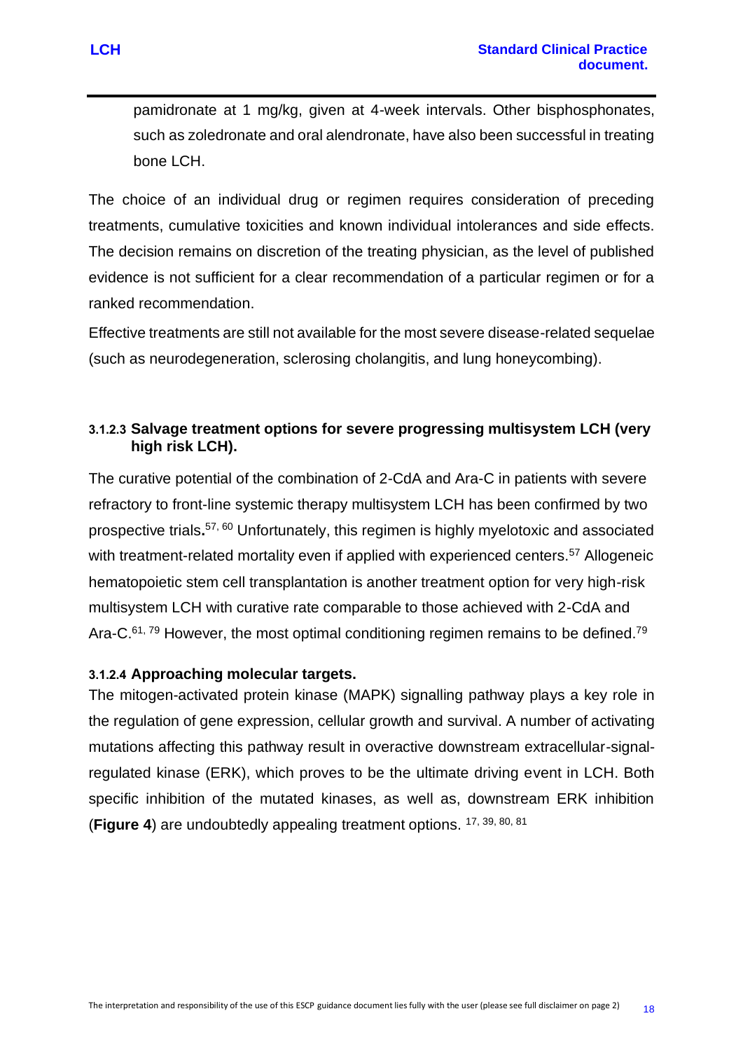pamidronate at 1 mg/kg, given at 4-week intervals. Other bisphosphonates, such as zoledronate and oral alendronate, have also been successful in treating bone LCH.

The choice of an individual drug or regimen requires consideration of preceding treatments, cumulative toxicities and known individual intolerances and side effects. The decision remains on discretion of the treating physician, as the level of published evidence is not sufficient for a clear recommendation of a particular regimen or for a ranked recommendation.

Effective treatments are still not available for the most severe disease-related sequelae (such as neurodegeneration, sclerosing cholangitis, and lung honeycombing).

#### 3.1.2.3 Salvage treatment options for severe progressing multisystem LCH (very high risk LCH).

The curative potential of the combination of 2-CdA and Ara-C in patients with severe refractory to front-line systemic therapy multisystem LCH has been confirmed by two prospective trials.[57, 60] Unfortunately, this regimen is highly myelotoxic and associated with treatment-related mortality even if applied with experienced centers.[57] Allogeneic hematopoietic stem cell transplantation is another treatment option for very high-risk multisystem LCH with curative rate comparable to those achieved with 2-CdA and Ara-C.[61, 79] However, the most optimal conditioning regimen remains to be defined.[79]

#### 3.1.2.4 Approaching molecular targets.

The mitogen-activated protein kinase (MAPK) signalling pathway plays a key role in the regulation of gene expression, cellular growth and survival. A number of activating mutations affecting this pathway result in overactive downstream extracellular-signal-regulated kinase (ERK), which proves to be the ultimate driving event in LCH. Both specific inhibition of the mutated kinases, as well as, downstream ERK inhibition (**Figure 4**) are undoubtedly appealing treatment options. [17, 39, 80, 81]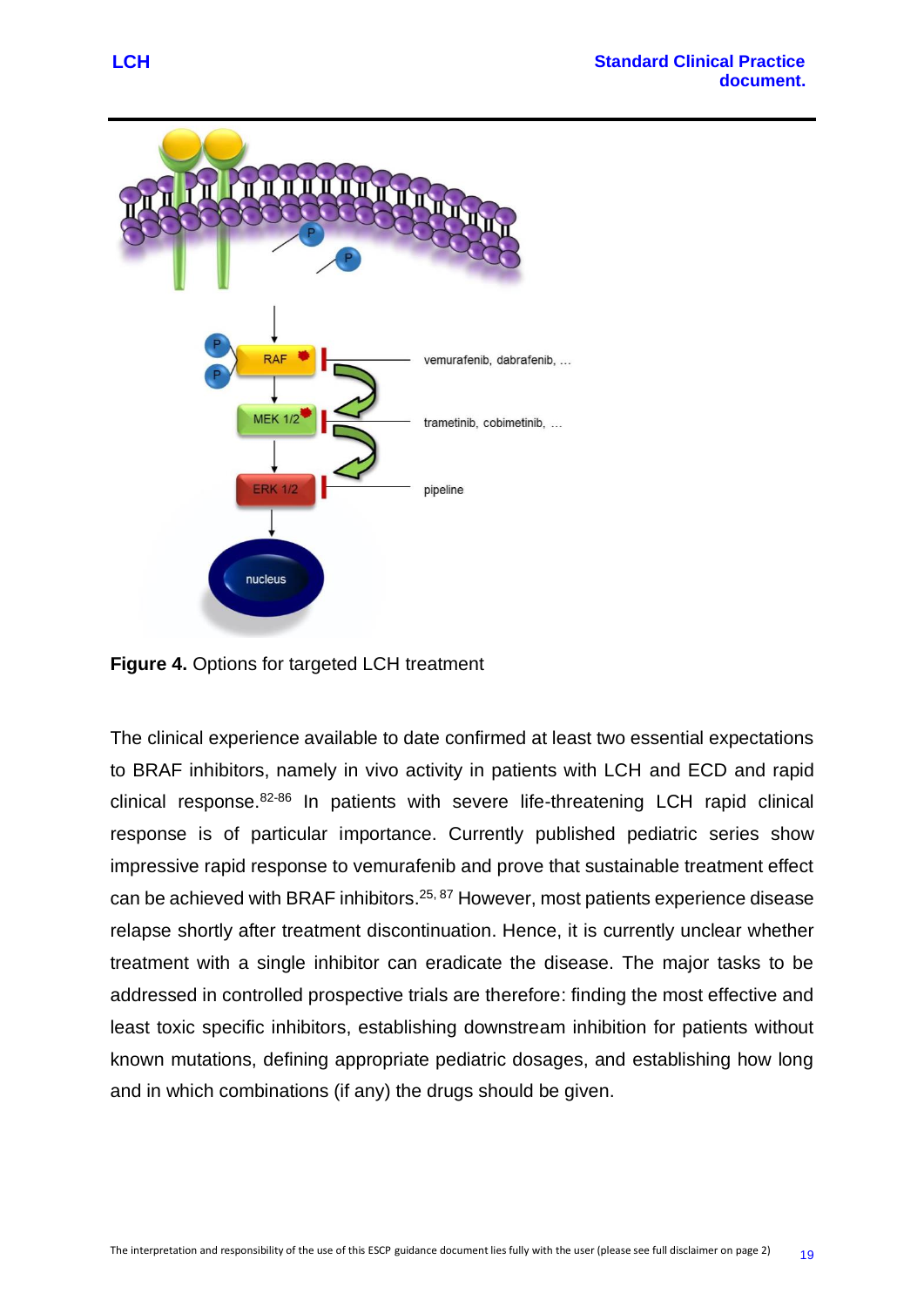**Figure 4.** Options for targeted LCH treatment

The clinical experience available to date confirmed at least two essential expectations to BRAF inhibitors, namely in vivo activity in patients with LCH and ECD and rapid clinical response.[82-86] In patients with severe life-threatening LCH rapid clinical response is of particular importance. Currently published pediatric series show impressive rapid response to vemurafenib and prove that sustainable treatment effect can be achieved with BRAF inhibitors.[25, 87] However, most patients experience disease relapse shortly after treatment discontinuation. Hence, it is currently unclear whether treatment with a single inhibitor can eradicate the disease. The major tasks to be addressed in controlled prospective trials are therefore: finding the most effective and least toxic specific inhibitors, establishing downstream inhibition for patients without known mutations, defining appropriate pediatric dosages, and establishing how long and in which combinations (if any) the drugs should be given.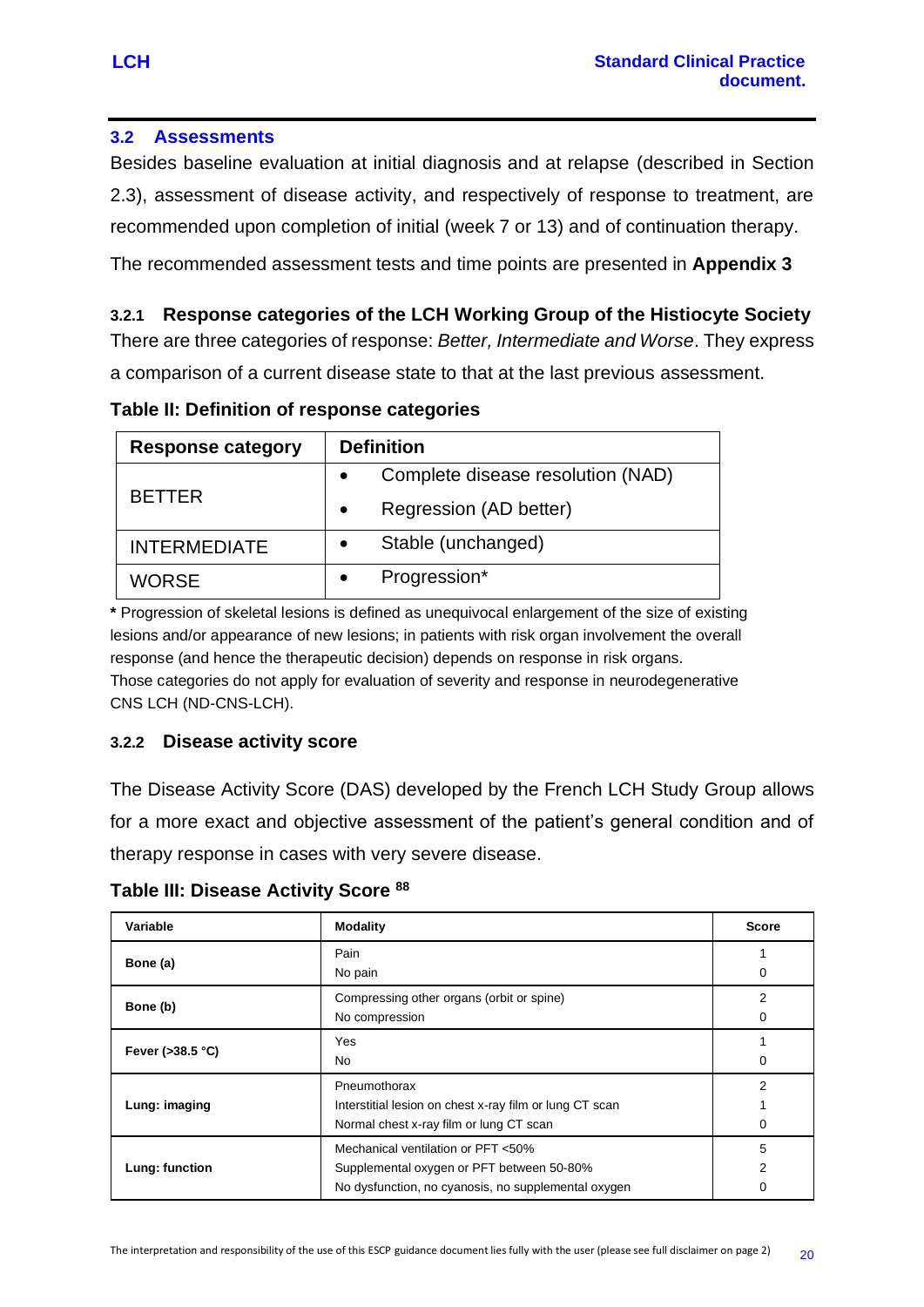## 3.2 Assessments

Besides baseline evaluation at initial diagnosis and at relapse (described in Section 2.3), assessment of disease activity, and respectively of response to treatment, are recommended upon completion of initial (week 7 or 13) and of continuation therapy.

The recommended assessment tests and time points are presented in **Appendix 3**

### 3.2.1 Response categories of the LCH Working Group of the Histiocyte Society

There are three categories of response: *Better, Intermediate and Worse*. They express a comparison of a current disease state to that at the last previous assessment.

**Table II: Definition of response categories**

| Response category | Definition |
|---|---|
| BETTER | • Complete disease resolution (NAD)<br>• Regression (AD better) |
| INTERMEDIATE | • Stable (unchanged) |
| WORSE | • Progression* |

**\*** Progression of skeletal lesions is defined as unequivocal enlargement of the size of existing lesions and/or appearance of new lesions; in patients with risk organ involvement the overall response (and hence the therapeutic decision) depends on response in risk organs.
Those categories do not apply for evaluation of severity and response in neurodegenerative CNS LCH (ND-CNS-LCH).

### 3.2.2 Disease activity score

The Disease Activity Score (DAS) developed by the French LCH Study Group allows for a more exact and objective assessment of the patient's general condition and of therapy response in cases with very severe disease.

**Table III: Disease Activity Score [88]**

| Variable | Modality | Score |
|---|---|---|
| **Bone (a)** | Pain<br>No pain | 1<br>0 |
| **Bone (b)** | Compressing other organs (orbit or spine)<br>No compression | 2<br>0 |
| **Fever (>38.5 °C)** | Yes<br>No | 1<br>0 |
| **Lung: imaging** | Pneumothorax<br>Interstitial lesion on chest x-ray film or lung CT scan<br>Normal chest x-ray film or lung CT scan | 2<br>1<br>0 |
| **Lung: function** | Mechanical ventilation or PFT <50%<br>Supplemental oxygen or PFT between 50-80%<br>No dysfunction, no cyanosis, no supplemental oxygen | 5<br>2<br>0 |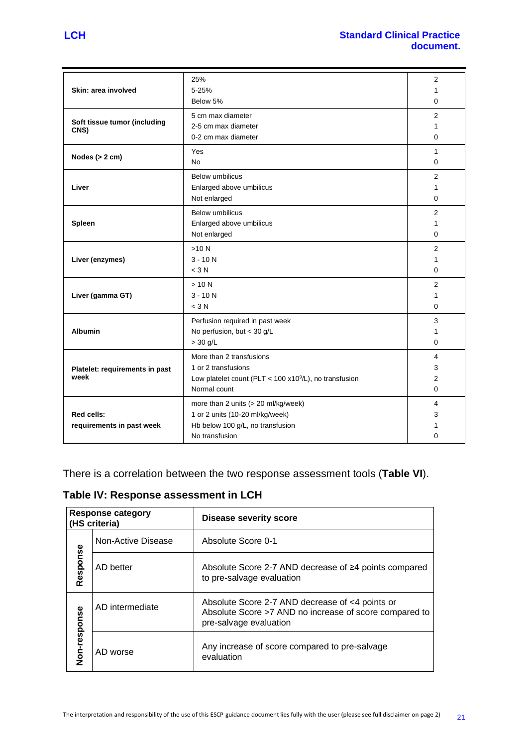| | | |
|---|---|---|
| **Skin: area involved** | 25%<br>5-25%<br>Below 5% | 2<br>1<br>0 |
| **Soft tissue tumor (including CNS)** | 5 cm max diameter<br>2-5 cm max diameter<br>0-2 cm max diameter | 2<br>1<br>0 |
| **Nodes (> 2 cm)** | Yes<br>No | 1<br>0 |
| **Liver** | Below umbilicus<br>Enlarged above umbilicus<br>Not enlarged | 2<br>1<br>0 |
| **Spleen** | Below umbilicus<br>Enlarged above umbilicus<br>Not enlarged | 2<br>1<br>0 |
| **Liver (enzymes)** | >10 N<br>3 - 10 N<br>< 3 N | 2<br>1<br>0 |
| **Liver (gamma GT)** | > 10 N<br>3 - 10 N<br>< 3 N | 2<br>1<br>0 |
| **Albumin** | Perfusion required in past week<br>No perfusion, but < 30 g/L<br>> 30 g/L | 3<br>1<br>0 |
| **Platelet: requirements in past week** | More than 2 transfusions<br>1 or 2 transfusions<br>Low platelet count (PLT < 100 x10$^9$/L), no transfusion<br>Normal count | 4<br>3<br>2<br>0 |
| **Red cells: requirements in past week** | more than 2 units (> 20 ml/kg/week)<br>1 or 2 units (10-20 ml/kg/week)<br>Hb below 100 g/L, no transfusion<br>No transfusion | 4<br>3<br>1<br>0 |

There is a correlation between the two response assessment tools (**Table VI**).

## Table IV: Response assessment in LCH

| **Response category (HS criteria)** | | **Disease severity score** |
|---|---|---|
| Response | Non-Active Disease | Absolute Score 0-1 |
| | AD better | Absolute Score 2-7 AND decrease of ≥4 points compared to pre-salvage evaluation |
| Non-response | AD intermediate | Absolute Score 2-7 AND decrease of <4 points or Absolute Score >7 AND no increase of score compared to pre-salvage evaluation |
| | AD worse | Any increase of score compared to pre-salvage evaluation |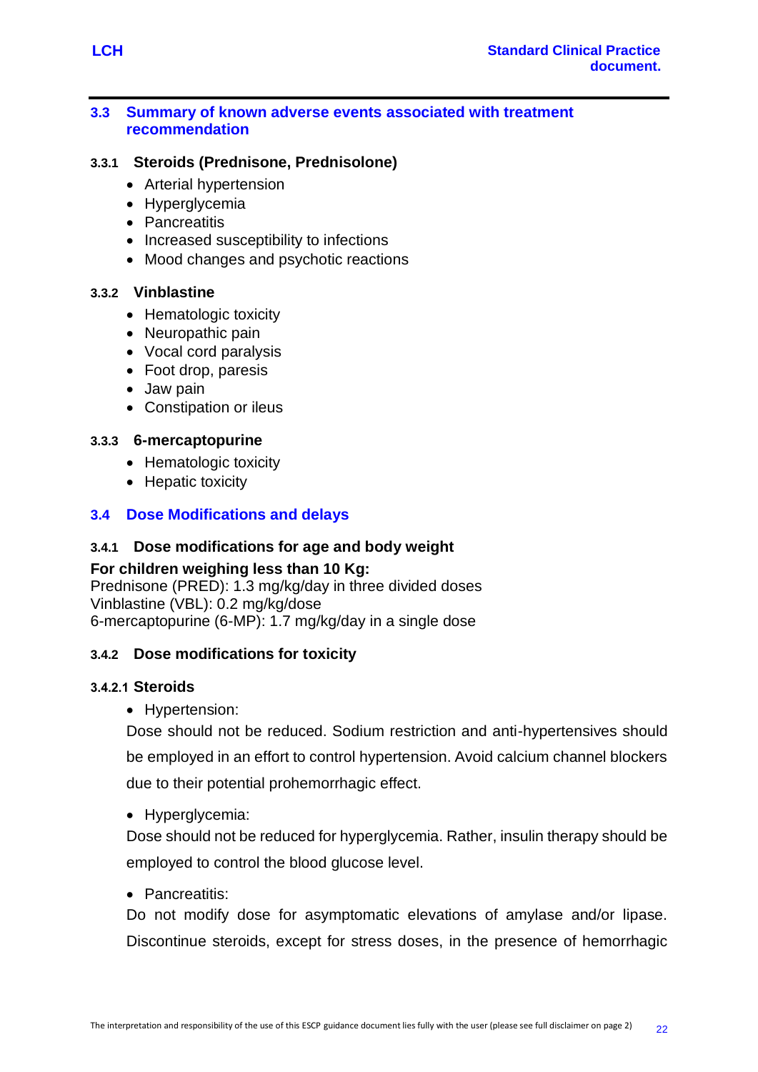## 3.3 Summary of known adverse events associated with treatment recommendation

### 3.3.1 Steroids (Prednisone, Prednisolone)

- Arterial hypertension
- Hyperglycemia
- Pancreatitis
- Increased susceptibility to infections
- Mood changes and psychotic reactions

### 3.3.2 Vinblastine

- Hematologic toxicity
- Neuropathic pain
- Vocal cord paralysis
- Foot drop, paresis
- Jaw pain
- Constipation or ileus

### 3.3.3 6-mercaptopurine

- Hematologic toxicity
- Hepatic toxicity

## 3.4 Dose Modifications and delays

### 3.4.1 Dose modifications for age and body weight

**For children weighing less than 10 Kg:**
Prednisone (PRED): 1.3 mg/kg/day in three divided doses
Vinblastine (VBL): 0.2 mg/kg/dose
6-mercaptopurine (6-MP): 1.7 mg/kg/day in a single dose

### 3.4.2 Dose modifications for toxicity

#### 3.4.2.1 Steroids

- Hypertension:

  Dose should not be reduced. Sodium restriction and anti-hypertensives should be employed in an effort to control hypertension. Avoid calcium channel blockers due to their potential prohemorrhagic effect.

- Hyperglycemia:

  Dose should not be reduced for hyperglycemia. Rather, insulin therapy should be employed to control the blood glucose level.

- Pancreatitis:

  Do not modify dose for asymptomatic elevations of amylase and/or lipase. Discontinue steroids, except for stress doses, in the presence of hemorrhagic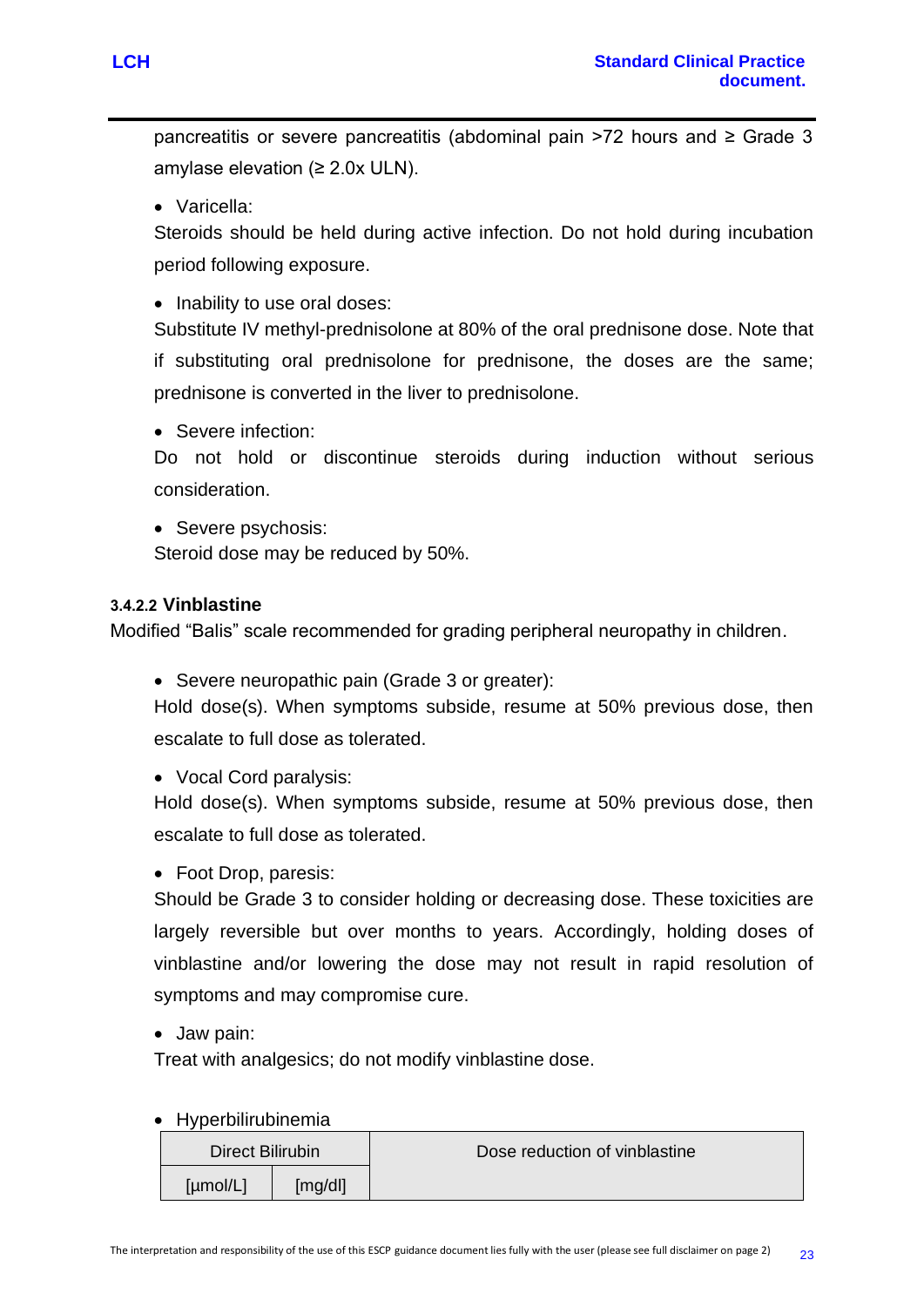pancreatitis or severe pancreatitis (abdominal pain >72 hours and ≥ Grade 3 amylase elevation (≥ 2.0x ULN).

- Varicella:
  Steroids should be held during active infection. Do not hold during incubation period following exposure.

- Inability to use oral doses:
  Substitute IV methyl-prednisolone at 80% of the oral prednisone dose. Note that if substituting oral prednisolone for prednisone, the doses are the same; prednisone is converted in the liver to prednisolone.

- Severe infection:
  Do not hold or discontinue steroids during induction without serious consideration.

- Severe psychosis:
  Steroid dose may be reduced by 50%.

#### 3.4.2.2 Vinblastine

Modified "Balis" scale recommended for grading peripheral neuropathy in children.

- Severe neuropathic pain (Grade 3 or greater):
  Hold dose(s). When symptoms subside, resume at 50% previous dose, then escalate to full dose as tolerated.

- Vocal Cord paralysis:
  Hold dose(s). When symptoms subside, resume at 50% previous dose, then escalate to full dose as tolerated.

- Foot Drop, paresis:
  Should be Grade 3 to consider holding or decreasing dose. These toxicities are largely reversible but over months to years. Accordingly, holding doses of vinblastine and/or lowering the dose may not result in rapid resolution of symptoms and may compromise cure.

- Jaw pain:
  Treat with analgesics; do not modify vinblastine dose.

- Hyperbilirubinemia

| Direct Bilirubin | | Dose reduction of vinblastine |
|---|---|---|
| [µmol/L] | [mg/dl] | |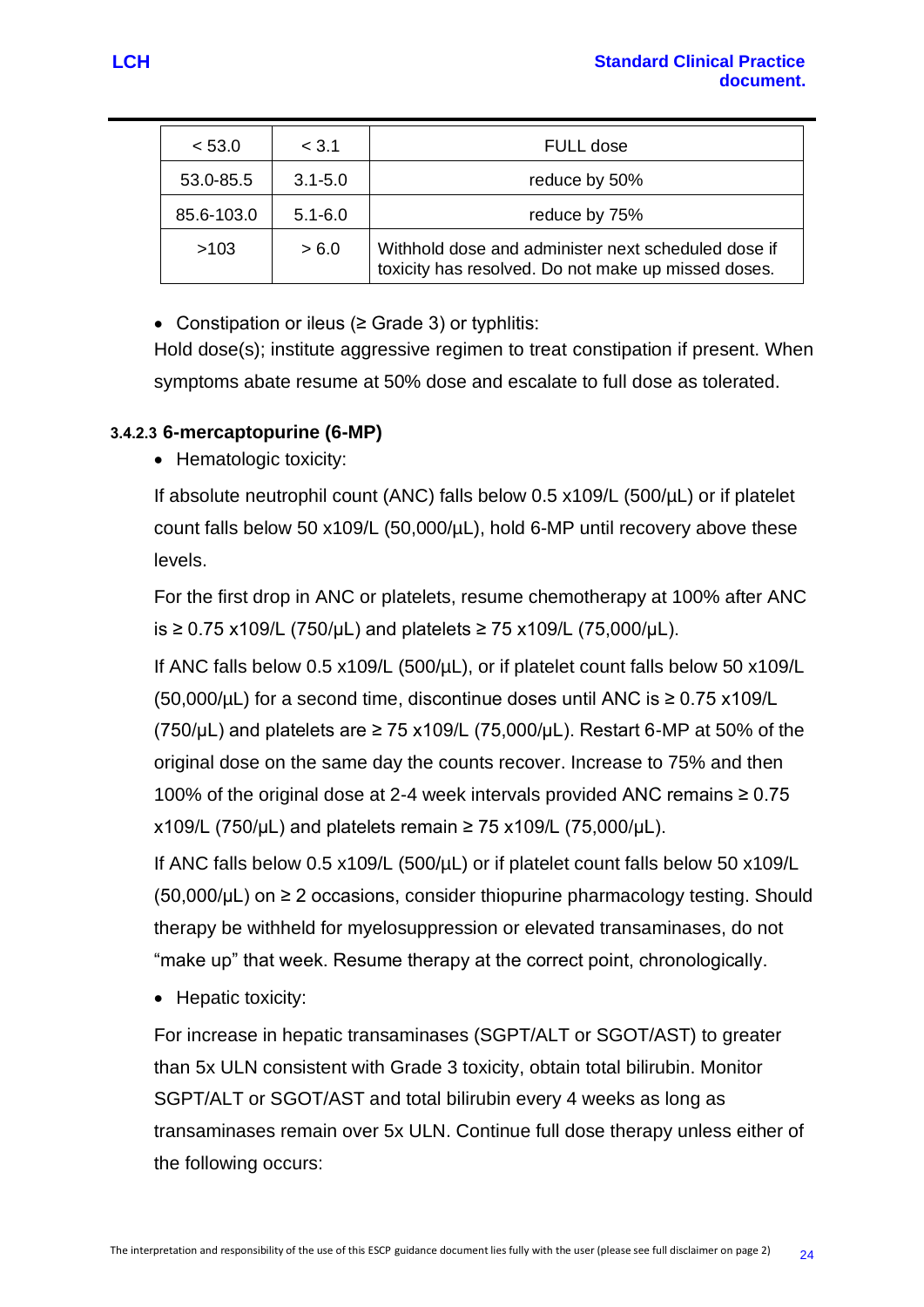| < 53.0 | < 3.1 | FULL dose |
|---|---|---|
| 53.0-85.5 | 3.1-5.0 | reduce by 50% |
| 85.6-103.0 | 5.1-6.0 | reduce by 75% |
| >103 | > 6.0 | Withhold dose and administer next scheduled dose if toxicity has resolved. Do not make up missed doses. |

- Constipation or ileus (≥ Grade 3) or typhlitis:

  Hold dose(s); institute aggressive regimen to treat constipation if present. When symptoms abate resume at 50% dose and escalate to full dose as tolerated.

#### 3.4.2.3 6-mercaptopurine (6-MP)

- Hematologic toxicity:

  If absolute neutrophil count (ANC) falls below 0.5 x109/L (500/µL) or if platelet count falls below 50 x109/L (50,000/µL), hold 6-MP until recovery above these levels.

  For the first drop in ANC or platelets, resume chemotherapy at 100% after ANC is ≥ 0.75 x109/L (750/µL) and platelets ≥ 75 x109/L (75,000/µL).

  If ANC falls below 0.5 x109/L (500/µL), or if platelet count falls below 50 x109/L (50,000/µL) for a second time, discontinue doses until ANC is ≥ 0.75 x109/L (750/µL) and platelets are ≥ 75 x109/L (75,000/µL). Restart 6-MP at 50% of the original dose on the same day the counts recover. Increase to 75% and then 100% of the original dose at 2-4 week intervals provided ANC remains ≥ 0.75 x109/L (750/µL) and platelets remain ≥ 75 x109/L (75,000/µL).

  If ANC falls below 0.5 x109/L (500/µL) or if platelet count falls below 50 x109/L (50,000/µL) on ≥ 2 occasions, consider thiopurine pharmacology testing. Should therapy be withheld for myelosuppression or elevated transaminases, do not "make up" that week. Resume therapy at the correct point, chronologically.

- Hepatic toxicity:

  For increase in hepatic transaminases (SGPT/ALT or SGOT/AST) to greater than 5x ULN consistent with Grade 3 toxicity, obtain total bilirubin. Monitor SGPT/ALT or SGOT/AST and total bilirubin every 4 weeks as long as transaminases remain over 5x ULN. Continue full dose therapy unless either of the following occurs: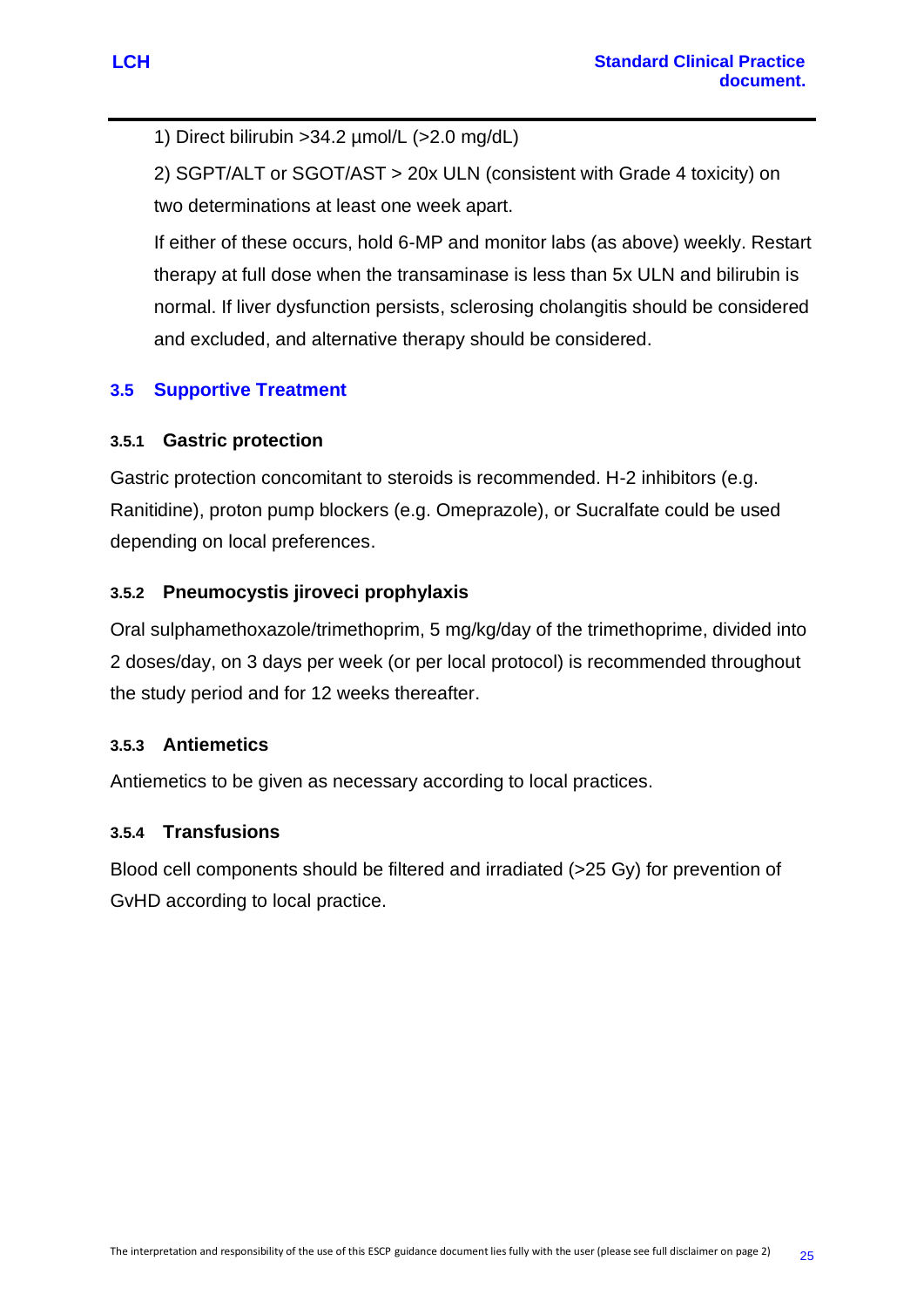1) Direct bilirubin >34.2 µmol/L (>2.0 mg/dL)

2) SGPT/ALT or SGOT/AST > 20x ULN (consistent with Grade 4 toxicity) on two determinations at least one week apart.

If either of these occurs, hold 6-MP and monitor labs (as above) weekly. Restart therapy at full dose when the transaminase is less than 5x ULN and bilirubin is normal. If liver dysfunction persists, sclerosing cholangitis should be considered and excluded, and alternative therapy should be considered.

## 3.5 Supportive Treatment

### 3.5.1 Gastric protection

Gastric protection concomitant to steroids is recommended. H-2 inhibitors (e.g. Ranitidine), proton pump blockers (e.g. Omeprazole), or Sucralfate could be used depending on local preferences.

### 3.5.2 Pneumocystis jiroveci prophylaxis

Oral sulphamethoxazole/trimethoprim, 5 mg/kg/day of the trimethoprime, divided into 2 doses/day, on 3 days per week (or per local protocol) is recommended throughout the study period and for 12 weeks thereafter.

### 3.5.3 Antiemetics

Antiemetics to be given as necessary according to local practices.

### 3.5.4 Transfusions

Blood cell components should be filtered and irradiated (>25 Gy) for prevention of GvHD according to local practice.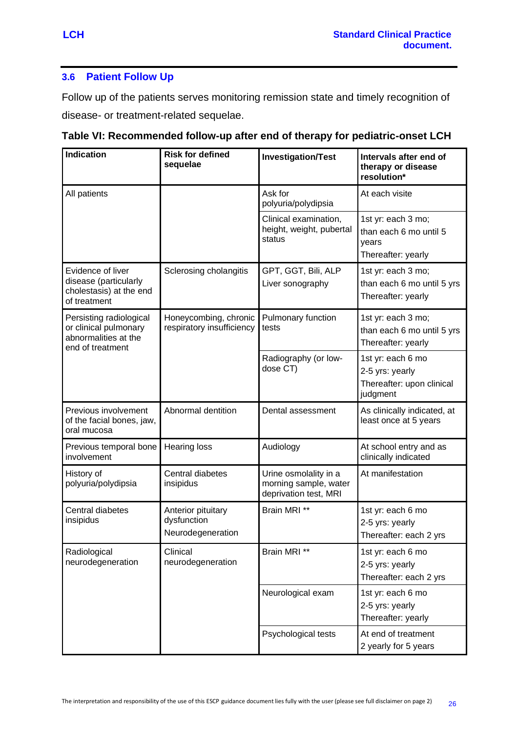### 3.6 Patient Follow Up

Follow up of the patients serves monitoring remission state and timely recognition of disease- or treatment-related sequelae.

**Table VI: Recommended follow-up after end of therapy for pediatric-onset LCH**

| Indication | Risk for defined sequelae | Investigation/Test | Intervals after end of therapy or disease resolution* |
|---|---|---|---|
| All patients | | Ask for polyuria/polydipsia | At each visite |
| | | Clinical examination, height, weight, pubertal status | 1st yr: each 3 mo; than each 6 mo until 5 years Thereafter: yearly |
| Evidence of liver disease (particularly cholestasis) at the end of treatment | Sclerosing cholangitis | GPT, GGT, Bili, ALP Liver sonography | 1st yr: each 3 mo; than each 6 mo until 5 yrs Thereafter: yearly |
| Persisting radiological or clinical pulmonary abnormalities at the end of treatment | Honeycombing, chronic respiratory insufficiency | Pulmonary function tests | 1st yr: each 3 mo; than each 6 mo until 5 yrs Thereafter: yearly |
| | | Radiography (or low-dose CT) | 1st yr: each 6 mo 2-5 yrs: yearly Thereafter: upon clinical judgment |
| Previous involvement of the facial bones, jaw, oral mucosa | Abnormal dentition | Dental assessment | As clinically indicated, at least once at 5 years |
| Previous temporal bone involvement | Hearing loss | Audiology | At school entry and as clinically indicated |
| History of polyuria/polydipsia | Central diabetes insipidus | Urine osmolality in a morning sample, water deprivation test, MRI | At manifestation |
| Central diabetes insipidus | Anterior pituitary dysfunction Neurodegeneration | Brain MRI ** | 1st yr: each 6 mo 2-5 yrs: yearly Thereafter: each 2 yrs |
| Radiological neurodegeneration | Clinical neurodegeneration | Brain MRI ** | 1st yr: each 6 mo 2-5 yrs: yearly Thereafter: each 2 yrs |
| | | Neurological exam | 1st yr: each 6 mo 2-5 yrs: yearly Thereafter: yearly |
| | | Psychological tests | At end of treatment 2 yearly for 5 years |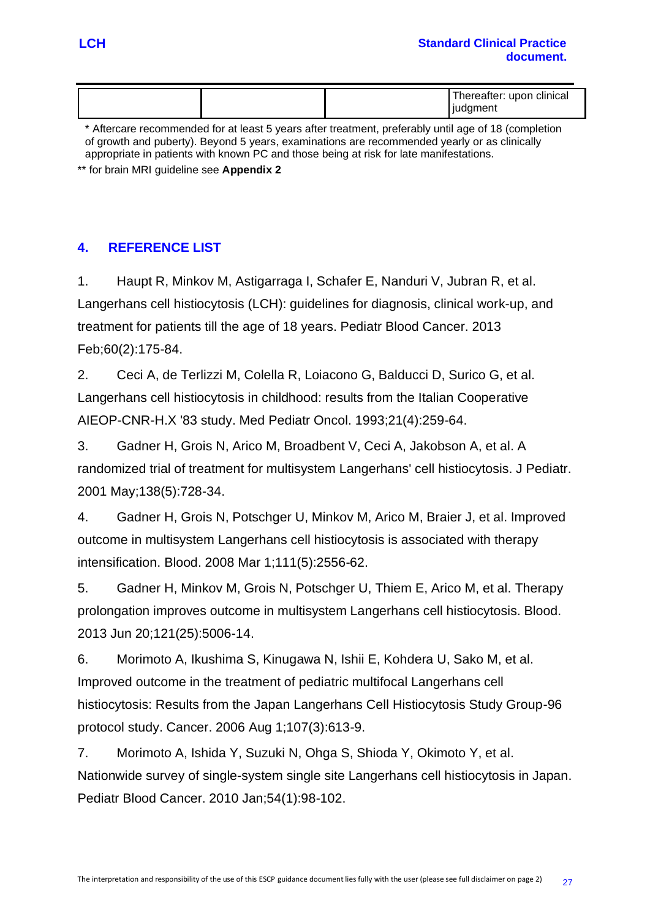|  |  |  | Thereafter: upon clinical judgment |
|---|---|---|---|

\* Aftercare recommended for at least 5 years after treatment, preferably until age of 18 (completion of growth and puberty). Beyond 5 years, examinations are recommended yearly or as clinically appropriate in patients with known PC and those being at risk for late manifestations.

\*\* for brain MRI guideline see **Appendix 2**

## 4. REFERENCE LIST

1. Haupt R, Minkov M, Astigarraga I, Schafer E, Nanduri V, Jubran R, et al. Langerhans cell histiocytosis (LCH): guidelines for diagnosis, clinical work-up, and treatment for patients till the age of 18 years. Pediatr Blood Cancer. 2013 Feb;60(2):175-84.
2. Ceci A, de Terlizzi M, Colella R, Loiacono G, Balducci D, Surico G, et al. Langerhans cell histiocytosis in childhood: results from the Italian Cooperative AIEOP-CNR-H.X '83 study. Med Pediatr Oncol. 1993;21(4):259-64.
3. Gadner H, Grois N, Arico M, Broadbent V, Ceci A, Jakobson A, et al. A randomized trial of treatment for multisystem Langerhans' cell histiocytosis. J Pediatr. 2001 May;138(5):728-34.
4. Gadner H, Grois N, Potschger U, Minkov M, Arico M, Braier J, et al. Improved outcome in multisystem Langerhans cell histiocytosis is associated with therapy intensification. Blood. 2008 Mar 1;111(5):2556-62.
5. Gadner H, Minkov M, Grois N, Potschger U, Thiem E, Arico M, et al. Therapy prolongation improves outcome in multisystem Langerhans cell histiocytosis. Blood. 2013 Jun 20;121(25):5006-14.
6. Morimoto A, Ikushima S, Kinugawa N, Ishii E, Kohdera U, Sako M, et al. Improved outcome in the treatment of pediatric multifocal Langerhans cell histiocytosis: Results from the Japan Langerhans Cell Histiocytosis Study Group-96 protocol study. Cancer. 2006 Aug 1;107(3):613-9.
7. Morimoto A, Ishida Y, Suzuki N, Ohga S, Shioda Y, Okimoto Y, et al. Nationwide survey of single-system single site Langerhans cell histiocytosis in Japan. Pediatr Blood Cancer. 2010 Jan;54(1):98-102.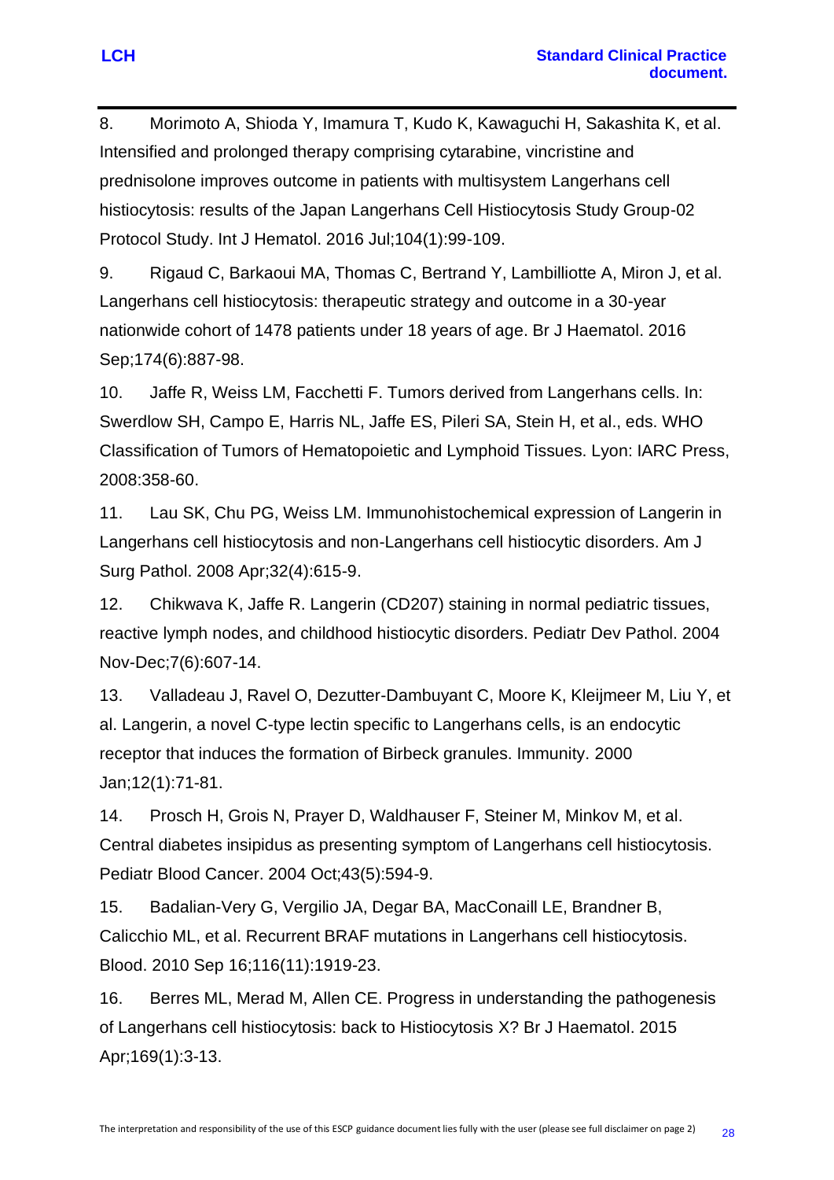8. Morimoto A, Shioda Y, Imamura T, Kudo K, Kawaguchi H, Sakashita K, et al. Intensified and prolonged therapy comprising cytarabine, vincristine and prednisolone improves outcome in patients with multisystem Langerhans cell histiocytosis: results of the Japan Langerhans Cell Histiocytosis Study Group-02 Protocol Study. Int J Hematol. 2016 Jul;104(1):99-109.

9. Rigaud C, Barkaoui MA, Thomas C, Bertrand Y, Lambilliotte A, Miron J, et al. Langerhans cell histiocytosis: therapeutic strategy and outcome in a 30-year nationwide cohort of 1478 patients under 18 years of age. Br J Haematol. 2016 Sep;174(6):887-98.

10. Jaffe R, Weiss LM, Facchetti F. Tumors derived from Langerhans cells. In: Swerdlow SH, Campo E, Harris NL, Jaffe ES, Pileri SA, Stein H, et al., eds. WHO Classification of Tumors of Hematopoietic and Lymphoid Tissues. Lyon: IARC Press, 2008:358-60.

11. Lau SK, Chu PG, Weiss LM. Immunohistochemical expression of Langerin in Langerhans cell histiocytosis and non-Langerhans cell histiocytic disorders. Am J Surg Pathol. 2008 Apr;32(4):615-9.

12. Chikwava K, Jaffe R. Langerin (CD207) staining in normal pediatric tissues, reactive lymph nodes, and childhood histiocytic disorders. Pediatr Dev Pathol. 2004 Nov-Dec;7(6):607-14.

13. Valladeau J, Ravel O, Dezutter-Dambuyant C, Moore K, Kleijmeer M, Liu Y, et al. Langerin, a novel C-type lectin specific to Langerhans cells, is an endocytic receptor that induces the formation of Birbeck granules. Immunity. 2000 Jan;12(1):71-81.

14. Prosch H, Grois N, Prayer D, Waldhauser F, Steiner M, Minkov M, et al. Central diabetes insipidus as presenting symptom of Langerhans cell histiocytosis. Pediatr Blood Cancer. 2004 Oct;43(5):594-9.

15. Badalian-Very G, Vergilio JA, Degar BA, MacConaill LE, Brandner B, Calicchio ML, et al. Recurrent BRAF mutations in Langerhans cell histiocytosis. Blood. 2010 Sep 16;116(11):1919-23.

16. Berres ML, Merad M, Allen CE. Progress in understanding the pathogenesis of Langerhans cell histiocytosis: back to Histiocytosis X? Br J Haematol. 2015 Apr;169(1):3-13.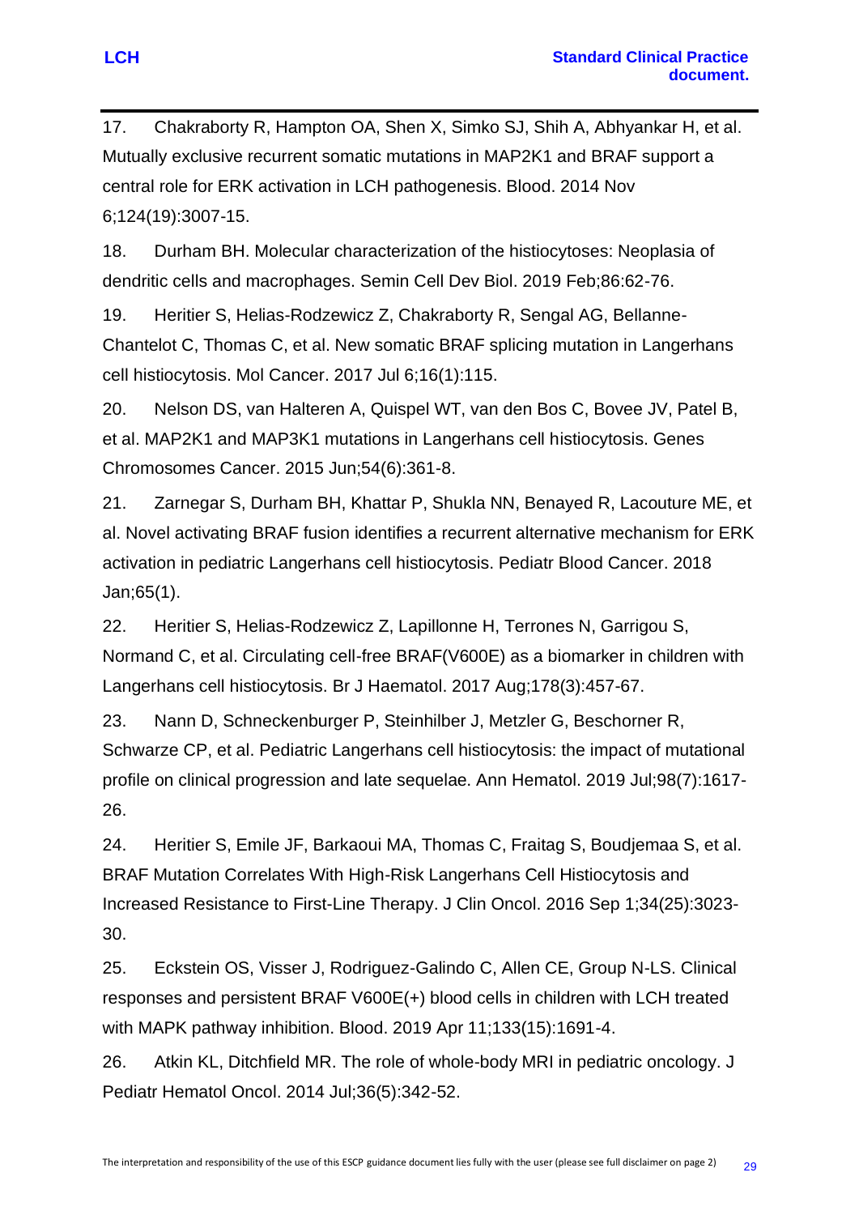17. Chakraborty R, Hampton OA, Shen X, Simko SJ, Shih A, Abhyankar H, et al. Mutually exclusive recurrent somatic mutations in MAP2K1 and BRAF support a central role for ERK activation in LCH pathogenesis. Blood. 2014 Nov 6;124(19):3007-15.

18. Durham BH. Molecular characterization of the histiocytoses: Neoplasia of dendritic cells and macrophages. Semin Cell Dev Biol. 2019 Feb;86:62-76.

19. Heritier S, Helias-Rodzewicz Z, Chakraborty R, Sengal AG, Bellanne-Chantelot C, Thomas C, et al. New somatic BRAF splicing mutation in Langerhans cell histiocytosis. Mol Cancer. 2017 Jul 6;16(1):115.

20. Nelson DS, van Halteren A, Quispel WT, van den Bos C, Bovee JV, Patel B, et al. MAP2K1 and MAP3K1 mutations in Langerhans cell histiocytosis. Genes Chromosomes Cancer. 2015 Jun;54(6):361-8.

21. Zarnegar S, Durham BH, Khattar P, Shukla NN, Benayed R, Lacouture ME, et al. Novel activating BRAF fusion identifies a recurrent alternative mechanism for ERK activation in pediatric Langerhans cell histiocytosis. Pediatr Blood Cancer. 2018 Jan;65(1).

22. Heritier S, Helias-Rodzewicz Z, Lapillonne H, Terrones N, Garrigou S, Normand C, et al. Circulating cell-free BRAF(V600E) as a biomarker in children with Langerhans cell histiocytosis. Br J Haematol. 2017 Aug;178(3):457-67.

23. Nann D, Schneckenburger P, Steinhilber J, Metzler G, Beschorner R, Schwarze CP, et al. Pediatric Langerhans cell histiocytosis: the impact of mutational profile on clinical progression and late sequelae. Ann Hematol. 2019 Jul;98(7):1617-26.

24. Heritier S, Emile JF, Barkaoui MA, Thomas C, Fraitag S, Boudjemaa S, et al. BRAF Mutation Correlates With High-Risk Langerhans Cell Histiocytosis and Increased Resistance to First-Line Therapy. J Clin Oncol. 2016 Sep 1;34(25):3023-30.

25. Eckstein OS, Visser J, Rodriguez-Galindo C, Allen CE, Group N-LS. Clinical responses and persistent BRAF V600E(+) blood cells in children with LCH treated with MAPK pathway inhibition. Blood. 2019 Apr 11;133(15):1691-4.

26. Atkin KL, Ditchfield MR. The role of whole-body MRI in pediatric oncology. J Pediatr Hematol Oncol. 2014 Jul;36(5):342-52.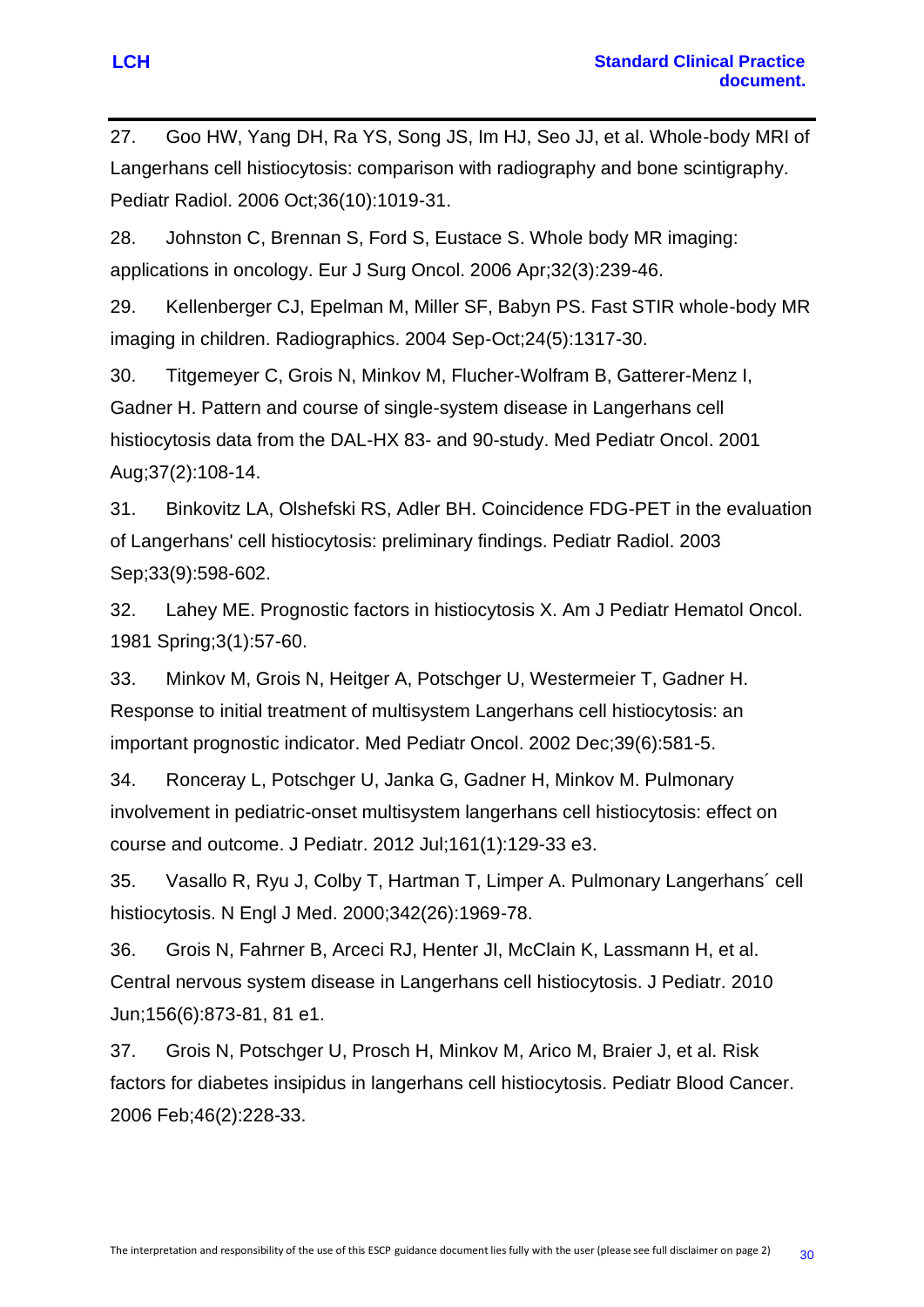27. Goo HW, Yang DH, Ra YS, Song JS, Im HJ, Seo JJ, et al. Whole-body MRI of Langerhans cell histiocytosis: comparison with radiography and bone scintigraphy. Pediatr Radiol. 2006 Oct;36(10):1019-31.

28. Johnston C, Brennan S, Ford S, Eustace S. Whole body MR imaging: applications in oncology. Eur J Surg Oncol. 2006 Apr;32(3):239-46.

29. Kellenberger CJ, Epelman M, Miller SF, Babyn PS. Fast STIR whole-body MR imaging in children. Radiographics. 2004 Sep-Oct;24(5):1317-30.

30. Titgemeyer C, Grois N, Minkov M, Flucher-Wolfram B, Gatterer-Menz I, Gadner H. Pattern and course of single-system disease in Langerhans cell histiocytosis data from the DAL-HX 83- and 90-study. Med Pediatr Oncol. 2001 Aug;37(2):108-14.

31. Binkovitz LA, Olshefski RS, Adler BH. Coincidence FDG-PET in the evaluation of Langerhans' cell histiocytosis: preliminary findings. Pediatr Radiol. 2003 Sep;33(9):598-602.

32. Lahey ME. Prognostic factors in histiocytosis X. Am J Pediatr Hematol Oncol. 1981 Spring;3(1):57-60.

33. Minkov M, Grois N, Heitger A, Potschger U, Westermeier T, Gadner H. Response to initial treatment of multisystem Langerhans cell histiocytosis: an important prognostic indicator. Med Pediatr Oncol. 2002 Dec;39(6):581-5.

34. Ronceray L, Potschger U, Janka G, Gadner H, Minkov M. Pulmonary involvement in pediatric-onset multisystem langerhans cell histiocytosis: effect on course and outcome. J Pediatr. 2012 Jul;161(1):129-33 e3.

35. Vasallo R, Ryu J, Colby T, Hartman T, Limper A. Pulmonary Langerhans´ cell histiocytosis. N Engl J Med. 2000;342(26):1969-78.

36. Grois N, Fahrner B, Arceci RJ, Henter JI, McClain K, Lassmann H, et al. Central nervous system disease in Langerhans cell histiocytosis. J Pediatr. 2010 Jun;156(6):873-81, 81 e1.

37. Grois N, Potschger U, Prosch H, Minkov M, Arico M, Braier J, et al. Risk factors for diabetes insipidus in langerhans cell histiocytosis. Pediatr Blood Cancer. 2006 Feb;46(2):228-33.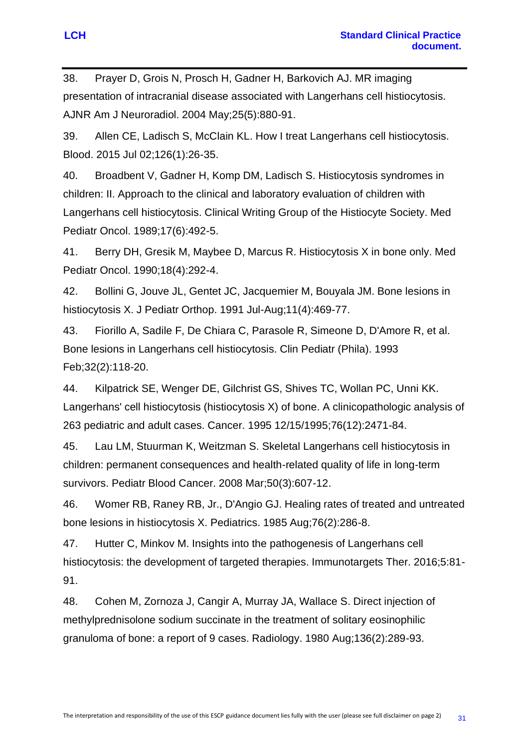38. Prayer D, Grois N, Prosch H, Gadner H, Barkovich AJ. MR imaging presentation of intracranial disease associated with Langerhans cell histiocytosis. AJNR Am J Neuroradiol. 2004 May;25(5):880-91.

39. Allen CE, Ladisch S, McClain KL. How I treat Langerhans cell histiocytosis. Blood. 2015 Jul 02;126(1):26-35.

40. Broadbent V, Gadner H, Komp DM, Ladisch S. Histiocytosis syndromes in children: II. Approach to the clinical and laboratory evaluation of children with Langerhans cell histiocytosis. Clinical Writing Group of the Histiocyte Society. Med Pediatr Oncol. 1989;17(6):492-5.

41. Berry DH, Gresik M, Maybee D, Marcus R. Histiocytosis X in bone only. Med Pediatr Oncol. 1990;18(4):292-4.

42. Bollini G, Jouve JL, Gentet JC, Jacquemier M, Bouyala JM. Bone lesions in histiocytosis X. J Pediatr Orthop. 1991 Jul-Aug;11(4):469-77.

43. Fiorillo A, Sadile F, De Chiara C, Parasole R, Simeone D, D'Amore R, et al. Bone lesions in Langerhans cell histiocytosis. Clin Pediatr (Phila). 1993 Feb;32(2):118-20.

44. Kilpatrick SE, Wenger DE, Gilchrist GS, Shives TC, Wollan PC, Unni KK. Langerhans' cell histiocytosis (histiocytosis X) of bone. A clinicopathologic analysis of 263 pediatric and adult cases. Cancer. 1995 12/15/1995;76(12):2471-84.

45. Lau LM, Stuurman K, Weitzman S. Skeletal Langerhans cell histiocytosis in children: permanent consequences and health-related quality of life in long-term survivors. Pediatr Blood Cancer. 2008 Mar;50(3):607-12.

46. Womer RB, Raney RB, Jr., D'Angio GJ. Healing rates of treated and untreated bone lesions in histiocytosis X. Pediatrics. 1985 Aug;76(2):286-8.

47. Hutter C, Minkov M. Insights into the pathogenesis of Langerhans cell histiocytosis: the development of targeted therapies. Immunotargets Ther. 2016;5:81-91.

48. Cohen M, Zornoza J, Cangir A, Murray JA, Wallace S. Direct injection of methylprednisolone sodium succinate in the treatment of solitary eosinophilic granuloma of bone: a report of 9 cases. Radiology. 1980 Aug;136(2):289-93.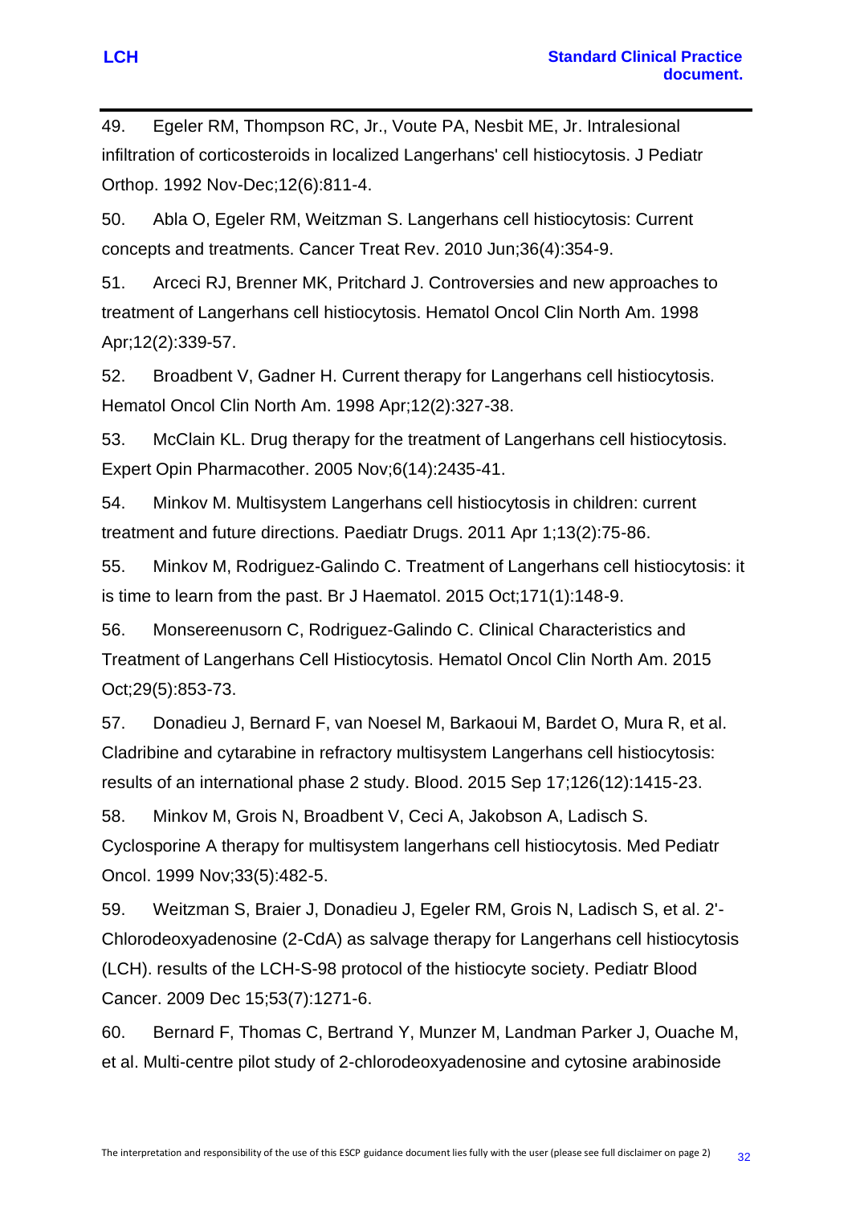49. Egeler RM, Thompson RC, Jr., Voute PA, Nesbit ME, Jr. Intralesional infiltration of corticosteroids in localized Langerhans' cell histiocytosis. J Pediatr Orthop. 1992 Nov-Dec;12(6):811-4.

50. Abla O, Egeler RM, Weitzman S. Langerhans cell histiocytosis: Current concepts and treatments. Cancer Treat Rev. 2010 Jun;36(4):354-9.

51. Arceci RJ, Brenner MK, Pritchard J. Controversies and new approaches to treatment of Langerhans cell histiocytosis. Hematol Oncol Clin North Am. 1998 Apr;12(2):339-57.

52. Broadbent V, Gadner H. Current therapy for Langerhans cell histiocytosis. Hematol Oncol Clin North Am. 1998 Apr;12(2):327-38.

53. McClain KL. Drug therapy for the treatment of Langerhans cell histiocytosis. Expert Opin Pharmacother. 2005 Nov;6(14):2435-41.

54. Minkov M. Multisystem Langerhans cell histiocytosis in children: current treatment and future directions. Paediatr Drugs. 2011 Apr 1;13(2):75-86.

55. Minkov M, Rodriguez-Galindo C. Treatment of Langerhans cell histiocytosis: it is time to learn from the past. Br J Haematol. 2015 Oct;171(1):148-9.

56. Monsereenusorn C, Rodriguez-Galindo C. Clinical Characteristics and Treatment of Langerhans Cell Histiocytosis. Hematol Oncol Clin North Am. 2015 Oct;29(5):853-73.

57. Donadieu J, Bernard F, van Noesel M, Barkaoui M, Bardet O, Mura R, et al. Cladribine and cytarabine in refractory multisystem Langerhans cell histiocytosis: results of an international phase 2 study. Blood. 2015 Sep 17;126(12):1415-23.

58. Minkov M, Grois N, Broadbent V, Ceci A, Jakobson A, Ladisch S. Cyclosporine A therapy for multisystem langerhans cell histiocytosis. Med Pediatr Oncol. 1999 Nov;33(5):482-5.

59. Weitzman S, Braier J, Donadieu J, Egeler RM, Grois N, Ladisch S, et al. 2'-Chlorodeoxyadenosine (2-CdA) as salvage therapy for Langerhans cell histiocytosis (LCH). results of the LCH-S-98 protocol of the histiocyte society. Pediatr Blood Cancer. 2009 Dec 15;53(7):1271-6.

60. Bernard F, Thomas C, Bertrand Y, Munzer M, Landman Parker J, Ouache M, et al. Multi-centre pilot study of 2-chlorodeoxyadenosine and cytosine arabinoside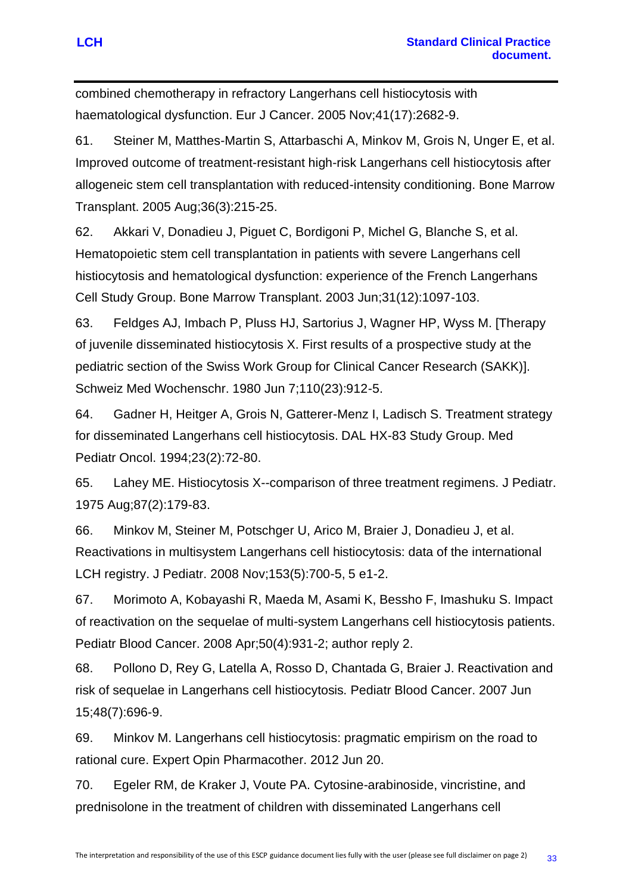combined chemotherapy in refractory Langerhans cell histiocytosis with haematological dysfunction. Eur J Cancer. 2005 Nov;41(17):2682-9.

61. Steiner M, Matthes-Martin S, Attarbaschi A, Minkov M, Grois N, Unger E, et al. Improved outcome of treatment-resistant high-risk Langerhans cell histiocytosis after allogeneic stem cell transplantation with reduced-intensity conditioning. Bone Marrow Transplant. 2005 Aug;36(3):215-25.

62. Akkari V, Donadieu J, Piguet C, Bordigoni P, Michel G, Blanche S, et al. Hematopoietic stem cell transplantation in patients with severe Langerhans cell histiocytosis and hematological dysfunction: experience of the French Langerhans Cell Study Group. Bone Marrow Transplant. 2003 Jun;31(12):1097-103.

63. Feldges AJ, Imbach P, Pluss HJ, Sartorius J, Wagner HP, Wyss M. [Therapy of juvenile disseminated histiocytosis X. First results of a prospective study at the pediatric section of the Swiss Work Group for Clinical Cancer Research (SAKK)]. Schweiz Med Wochenschr. 1980 Jun 7;110(23):912-5.

64. Gadner H, Heitger A, Grois N, Gatterer-Menz I, Ladisch S. Treatment strategy for disseminated Langerhans cell histiocytosis. DAL HX-83 Study Group. Med Pediatr Oncol. 1994;23(2):72-80.

65. Lahey ME. Histiocytosis X--comparison of three treatment regimens. J Pediatr. 1975 Aug;87(2):179-83.

66. Minkov M, Steiner M, Potschger U, Arico M, Braier J, Donadieu J, et al. Reactivations in multisystem Langerhans cell histiocytosis: data of the international LCH registry. J Pediatr. 2008 Nov;153(5):700-5, 5 e1-2.

67. Morimoto A, Kobayashi R, Maeda M, Asami K, Bessho F, Imashuku S. Impact of reactivation on the sequelae of multi-system Langerhans cell histiocytosis patients. Pediatr Blood Cancer. 2008 Apr;50(4):931-2; author reply 2.

68. Pollono D, Rey G, Latella A, Rosso D, Chantada G, Braier J. Reactivation and risk of sequelae in Langerhans cell histiocytosis. Pediatr Blood Cancer. 2007 Jun 15;48(7):696-9.

69. Minkov M. Langerhans cell histiocytosis: pragmatic empirism on the road to rational cure. Expert Opin Pharmacother. 2012 Jun 20.

70. Egeler RM, de Kraker J, Voute PA. Cytosine-arabinoside, vincristine, and prednisolone in the treatment of children with disseminated Langerhans cell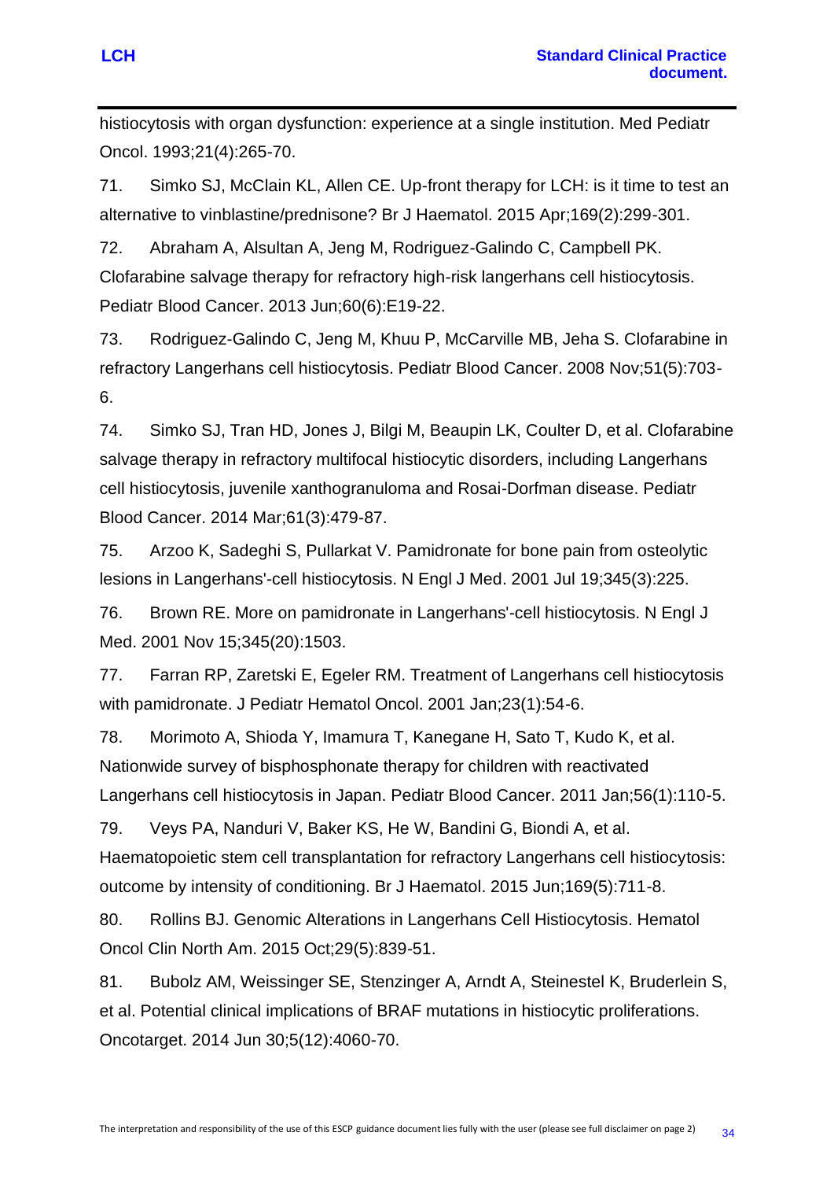histiocytosis with organ dysfunction: experience at a single institution. Med Pediatr Oncol. 1993;21(4):265-70.

71. Simko SJ, McClain KL, Allen CE. Up-front therapy for LCH: is it time to test an alternative to vinblastine/prednisone? Br J Haematol. 2015 Apr;169(2):299-301.

72. Abraham A, Alsultan A, Jeng M, Rodriguez-Galindo C, Campbell PK. Clofarabine salvage therapy for refractory high-risk langerhans cell histiocytosis. Pediatr Blood Cancer. 2013 Jun;60(6):E19-22.

73. Rodriguez-Galindo C, Jeng M, Khuu P, McCarville MB, Jeha S. Clofarabine in refractory Langerhans cell histiocytosis. Pediatr Blood Cancer. 2008 Nov;51(5):703-6.

74. Simko SJ, Tran HD, Jones J, Bilgi M, Beaupin LK, Coulter D, et al. Clofarabine salvage therapy in refractory multifocal histiocytic disorders, including Langerhans cell histiocytosis, juvenile xanthogranuloma and Rosai-Dorfman disease. Pediatr Blood Cancer. 2014 Mar;61(3):479-87.

75. Arzoo K, Sadeghi S, Pullarkat V. Pamidronate for bone pain from osteolytic lesions in Langerhans'-cell histiocytosis. N Engl J Med. 2001 Jul 19;345(3):225.

76. Brown RE. More on pamidronate in Langerhans'-cell histiocytosis. N Engl J Med. 2001 Nov 15;345(20):1503.

77. Farran RP, Zaretski E, Egeler RM. Treatment of Langerhans cell histiocytosis with pamidronate. J Pediatr Hematol Oncol. 2001 Jan;23(1):54-6.

78. Morimoto A, Shioda Y, Imamura T, Kanegane H, Sato T, Kudo K, et al. Nationwide survey of bisphosphonate therapy for children with reactivated Langerhans cell histiocytosis in Japan. Pediatr Blood Cancer. 2011 Jan;56(1):110-5.

79. Veys PA, Nanduri V, Baker KS, He W, Bandini G, Biondi A, et al. Haematopoietic stem cell transplantation for refractory Langerhans cell histiocytosis: outcome by intensity of conditioning. Br J Haematol. 2015 Jun;169(5):711-8.

80. Rollins BJ. Genomic Alterations in Langerhans Cell Histiocytosis. Hematol Oncol Clin North Am. 2015 Oct;29(5):839-51.

81. Bubolz AM, Weissinger SE, Stenzinger A, Arndt A, Steinestel K, Bruderlein S, et al. Potential clinical implications of BRAF mutations in histiocytic proliferations. Oncotarget. 2014 Jun 30;5(12):4060-70.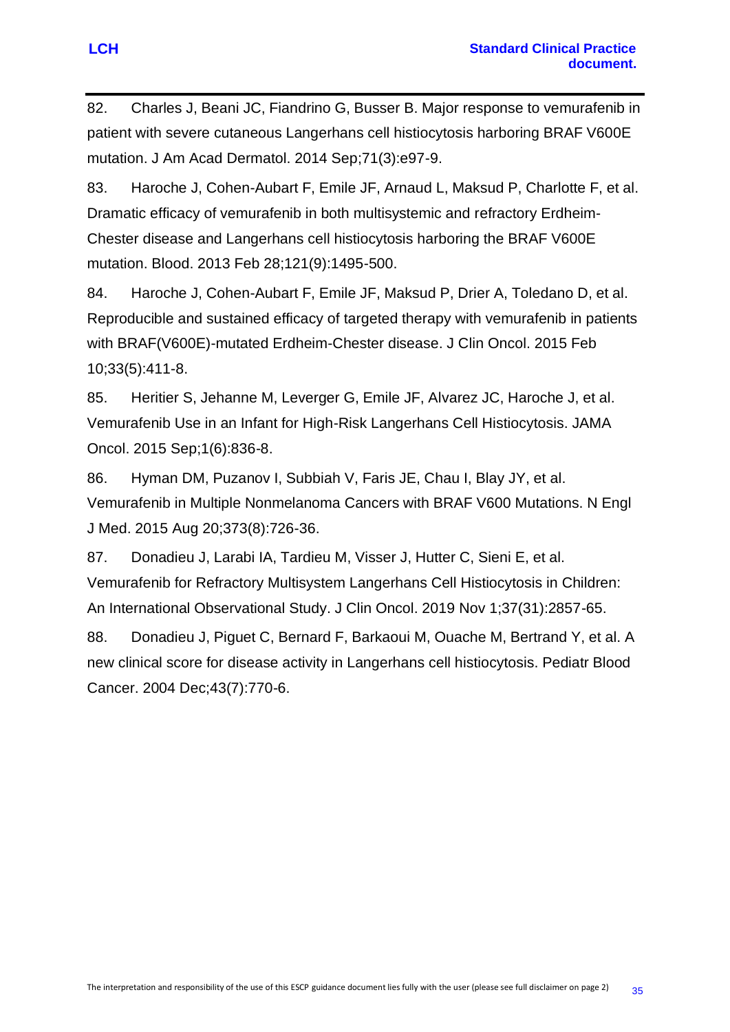82. Charles J, Beani JC, Fiandrino G, Busser B. Major response to vemurafenib in patient with severe cutaneous Langerhans cell histiocytosis harboring BRAF V600E mutation. J Am Acad Dermatol. 2014 Sep;71(3):e97-9.

83. Haroche J, Cohen-Aubart F, Emile JF, Arnaud L, Maksud P, Charlotte F, et al. Dramatic efficacy of vemurafenib in both multisystemic and refractory Erdheim-Chester disease and Langerhans cell histiocytosis harboring the BRAF V600E mutation. Blood. 2013 Feb 28;121(9):1495-500.

84. Haroche J, Cohen-Aubart F, Emile JF, Maksud P, Drier A, Toledano D, et al. Reproducible and sustained efficacy of targeted therapy with vemurafenib in patients with BRAF(V600E)-mutated Erdheim-Chester disease. J Clin Oncol. 2015 Feb 10;33(5):411-8.

85. Heritier S, Jehanne M, Leverger G, Emile JF, Alvarez JC, Haroche J, et al. Vemurafenib Use in an Infant for High-Risk Langerhans Cell Histiocytosis. JAMA Oncol. 2015 Sep;1(6):836-8.

86. Hyman DM, Puzanov I, Subbiah V, Faris JE, Chau I, Blay JY, et al. Vemurafenib in Multiple Nonmelanoma Cancers with BRAF V600 Mutations. N Engl J Med. 2015 Aug 20;373(8):726-36.

87. Donadieu J, Larabi IA, Tardieu M, Visser J, Hutter C, Sieni E, et al. Vemurafenib for Refractory Multisystem Langerhans Cell Histiocytosis in Children: An International Observational Study. J Clin Oncol. 2019 Nov 1;37(31):2857-65.

88. Donadieu J, Piguet C, Bernard F, Barkaoui M, Ouache M, Bertrand Y, et al. A new clinical score for disease activity in Langerhans cell histiocytosis. Pediatr Blood Cancer. 2004 Dec;43(7):770-6.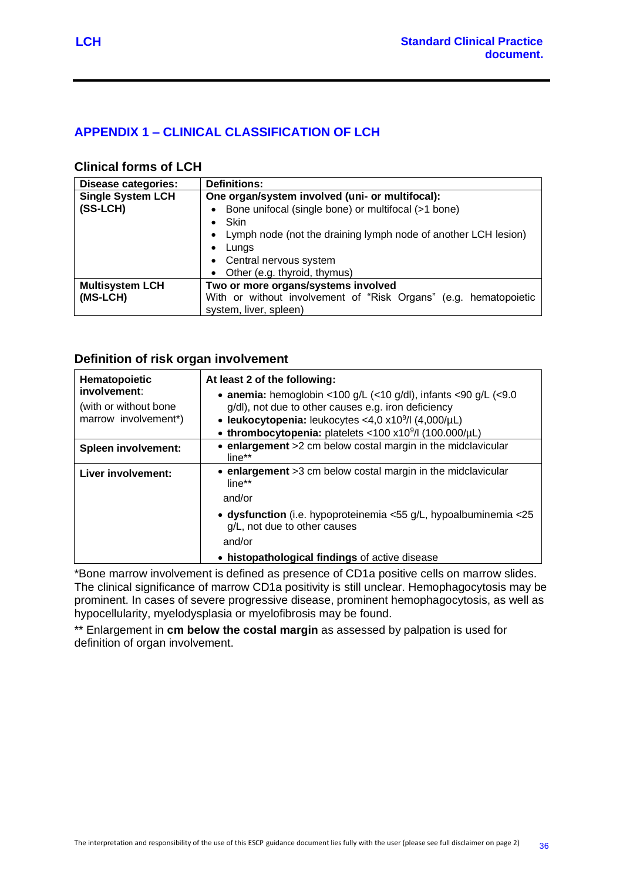## APPENDIX 1 – CLINICAL CLASSIFICATION OF LCH

### Clinical forms of LCH

| Disease categories: | Definitions: |
|---|---|
| **Single System LCH (SS-LCH)** | **One organ/system involved (uni- or multifocal):**<br>• Bone unifocal (single bone) or multifocal (>1 bone)<br>• Skin<br>• Lymph node (not the draining lymph node of another LCH lesion)<br>• Lungs<br>• Central nervous system<br>• Other (e.g. thyroid, thymus) |
| **Multisystem LCH (MS-LCH)** | **Two or more organs/systems involved**<br>With or without involvement of "Risk Organs" (e.g. hematopoietic system, liver, spleen) |

### Definition of risk organ involvement

| | |
|---|---|
| **Hematopoietic involvement**:<br>(with or without bone marrow involvement*) | **At least 2 of the following:**<br>• **anemia:** hemoglobin <100 g/L (<10 g/dl), infants <90 g/L (<9.0 g/dl), not due to other causes e.g. iron deficiency<br>• **leukocytopenia:** leukocytes <4,0 x10$^9$/l (4,000/µL)<br>• **thrombocytopenia:** platelets <100 x10$^9$/l (100.000/µL) |
| **Spleen involvement:** | • **enlargement** >2 cm below costal margin in the midclavicular line** |
| **Liver involvement:** | • **enlargement** >3 cm below costal margin in the midclavicular line**<br>and/or<br>• **dysfunction** (i.e. hypoproteinemia <55 g/L, hypoalbuminemia <25 g/L, not due to other causes<br>and/or<br>• **histopathological findings** of active disease |

*Bone marrow involvement is defined as presence of CD1a positive cells on marrow slides. The clinical significance of marrow CD1a positivity is still unclear. Hemophagocytosis may be prominent. In cases of severe progressive disease, prominent hemophagocytosis, as well as hypocellularity, myelodysplasia or myelofibrosis may be found.

** Enlargement in **cm below the costal margin** as assessed by palpation is used for definition of organ involvement.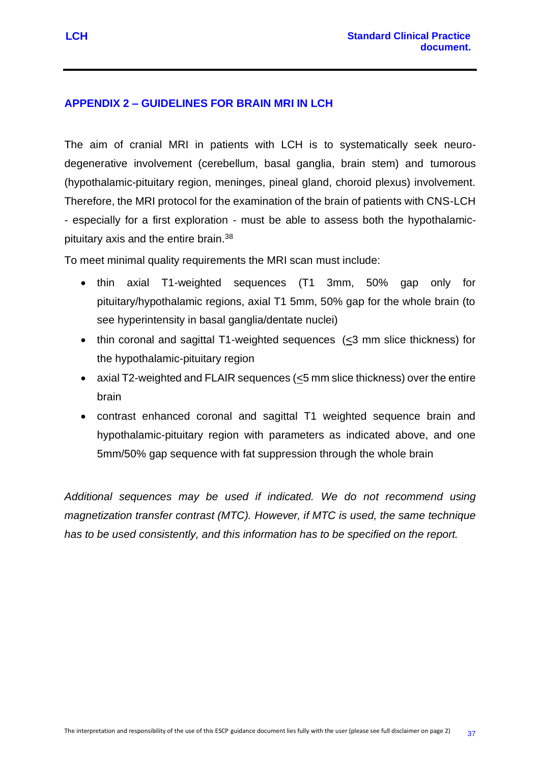## APPENDIX 2 – GUIDELINES FOR BRAIN MRI IN LCH

The aim of cranial MRI in patients with LCH is to systematically seek neuro-degenerative involvement (cerebellum, basal ganglia, brain stem) and tumorous (hypothalamic-pituitary region, meninges, pineal gland, choroid plexus) involvement. Therefore, the MRI protocol for the examination of the brain of patients with CNS-LCH - especially for a first exploration - must be able to assess both the hypothalamic-pituitary axis and the entire brain.[38]

To meet minimal quality requirements the MRI scan must include:

- thin axial T1-weighted sequences (T1 3mm, 50% gap only for pituitary/hypothalamic regions, axial T1 5mm, 50% gap for the whole brain (to see hyperintensity in basal ganglia/dentate nuclei)
- thin coronal and sagittal T1-weighted sequences (≤3 mm slice thickness) for the hypothalamic-pituitary region
- axial T2-weighted and FLAIR sequences (≤5 mm slice thickness) over the entire brain
- contrast enhanced coronal and sagittal T1 weighted sequence brain and hypothalamic-pituitary region with parameters as indicated above, and one 5mm/50% gap sequence with fat suppression through the whole brain

*Additional sequences may be used if indicated. We do not recommend using magnetization transfer contrast (MTC). However, if MTC is used, the same technique has to be used consistently, and this information has to be specified on the report.*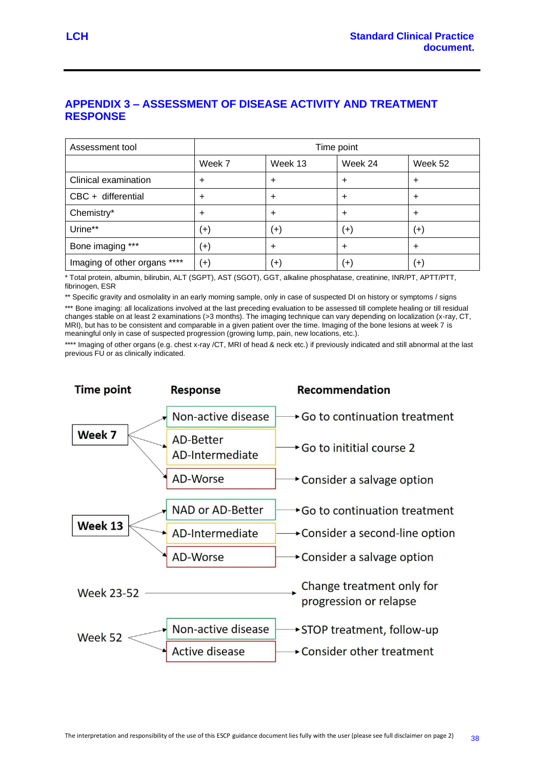## APPENDIX 3 – ASSESSMENT OF DISEASE ACTIVITY AND TREATMENT RESPONSE

| Assessment tool | Time point | | | |
|---|---|---|---|---|
| | Week 7 | Week 13 | Week 24 | Week 52 |
| Clinical examination | + | + | + | + |
| CBC + differential | + | + | + | + |
| Chemistry* | + | + | + | + |
| Urine** | (+) | (+) | (+) | (+) |
| Bone imaging *** | (+) | + | + | + |
| Imaging of other organs **** | (+) | (+) | (+) | (+) |

\* Total protein, albumin, bilirubin, ALT (SGPT), AST (SGOT), GGT, alkaline phosphatase, creatinine, INR/PT, APTT/PTT, fibrinogen, ESR

\** Specific gravity and osmolality in an early morning sample, only in case of suspected DI on history or symptoms / signs

\*** Bone imaging: all localizations involved at the last preceding evaluation to be assessed till complete healing or till residual changes stable on at least 2 examinations (>3 months). The imaging technique can vary depending on localization (x-ray, CT, MRI), but has to be consistent and comparable in a given patient over the time. Imaging of the bone lesions at week 7 is meaningful only in case of suspected progression (growing lump, pain, new locations, etc.).

\**** Imaging of other organs (e.g. chest x-ray /CT, MRI of head & neck etc.) if previously indicated and still abnormal at the last previous FU or as clinically indicated.

Time point | Response | Recommendation

Week 7
- Non-active disease → Go to continuation treatment
- AD-Better / AD-Intermediate → Go to initital course 2
- AD-Worse → Consider a salvage option

Week 13
- NAD or AD-Better → Go to continuation treatment
- AD-Intermediate → Consider a second-line option
- AD-Worse → Consider a salvage option

Week 23-52 → Change treatment only for progression or relapse

Week 52
- Non-active disease → STOP treatment, follow-up
- Active disease → Consider other treatment